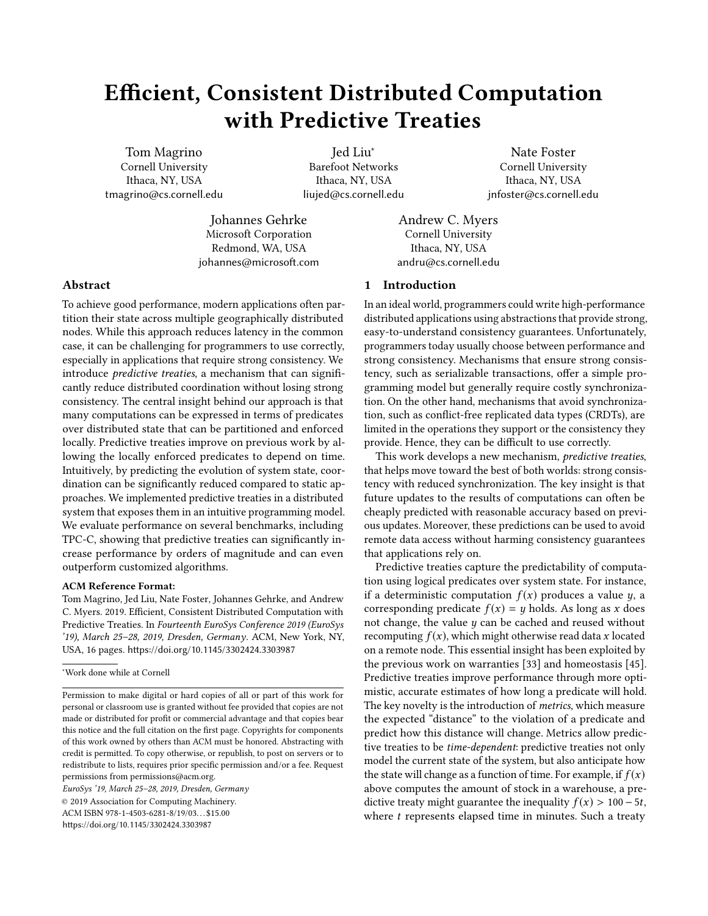# Efficient, Consistent Distributed Computation with Predictive Treaties

Tom Magrino
Cornell University
Ithaca, NY, USA
tmagrino@cs.cornell.edu

Jed Liu*
Barefoot Networks
Ithaca, NY, USA
liujed@cs.cornell.edu

Nate Foster
Cornell University
Ithaca, NY, USA
jnfoster@cs.cornell.edu

Johannes Gehrke
Microsoft Corporation
Redmond, WA, USA
johannes@microsoft.com

Andrew C. Myers
Cornell University
Ithaca, NY, USA
andru@cs.cornell.edu

## Abstract

To achieve good performance, modern applications often partition their state across multiple geographically distributed nodes. While this approach reduces latency in the common case, it can be challenging for programmers to use correctly, especially in applications that require strong consistency. We introduce *predictive treaties*, a mechanism that can significantly reduce distributed coordination without losing strong consistency. The central insight behind our approach is that many computations can be expressed in terms of predicates over distributed state that can be partitioned and enforced locally. Predictive treaties improve on previous work by allowing the locally enforced predicates to depend on time. Intuitively, by predicting the evolution of system state, coordination can be significantly reduced compared to static approaches. We implemented predictive treaties in a distributed system that exposes them in an intuitive programming model. We evaluate performance on several benchmarks, including TPC-C, showing that predictive treaties can significantly increase performance by orders of magnitude and can even outperform customized algorithms.

**ACM Reference Format:**
Tom Magrino, Jed Liu, Nate Foster, Johannes Gehrke, and Andrew C. Myers. 2019. Efficient, Consistent Distributed Computation with Predictive Treaties. In *Fourteenth EuroSys Conference 2019 (EuroSys '19), March 25–28, 2019, Dresden, Germany*. ACM, New York, NY, USA, 16 pages. https://doi.org/10.1145/3302424.3303987

*Work done while at Cornell

Permission to make digital or hard copies of all or part of this work for personal or classroom use is granted without fee provided that copies are not made or distributed for profit or commercial advantage and that copies bear this notice and the full citation on the first page. Copyrights for components of this work owned by others than ACM must be honored. Abstracting with credit is permitted. To copy otherwise, or republish, to post on servers or to redistribute to lists, requires prior specific permission and/or a fee. Request permissions from permissions@acm.org.
*EuroSys '19, March 25–28, 2019, Dresden, Germany*
© 2019 Association for Computing Machinery.
ACM ISBN 978-1-4503-6281-8/19/03…$15.00
https://doi.org/10.1145/3302424.3303987

## 1 Introduction

In an ideal world, programmers could write high-performance distributed applications using abstractions that provide strong, easy-to-understand consistency guarantees. Unfortunately, programmers today usually choose between performance and strong consistency. Mechanisms that ensure strong consistency, such as serializable transactions, offer a simple programming model but generally require costly synchronization. On the other hand, mechanisms that avoid synchronization, such as conflict-free replicated data types (CRDTs), are limited in the operations they support or the consistency they provide. Hence, they can be difficult to use correctly.

This work develops a new mechanism, *predictive treaties*, that helps move toward the best of both worlds: strong consistency with reduced synchronization. The key insight is that future updates to the results of computations can often be cheaply predicted with reasonable accuracy based on previous updates. Moreover, these predictions can be used to avoid remote data access without harming consistency guarantees that applications rely on.

Predictive treaties capture the predictability of computation using logical predicates over system state. For instance, if a deterministic computation $f(x)$ produces a value $y$, a corresponding predicate $f(x) = y$ holds. As long as $x$ does not change, the value $y$ can be cached and reused without recomputing $f(x)$, which might otherwise read data $x$ located on a remote node. This essential insight has been exploited by the previous work on warranties [33] and homeostasis [45]. Predictive treaties improve performance through more optimistic, accurate estimates of how long a predicate will hold. The key novelty is the introduction of *metrics*, which measure the expected "distance" to the violation of a predicate and predict how this distance will change. Metrics allow predictive treaties to be *time-dependent*: predictive treaties not only model the current state of the system, but also anticipate how the state will change as a function of time. For example, if $f(x)$ above computes the amount of stock in a warehouse, a predictive treaty might guarantee the inequality $f(x) > 100 - 5t$, where $t$ represents elapsed time in minutes. Such a treaty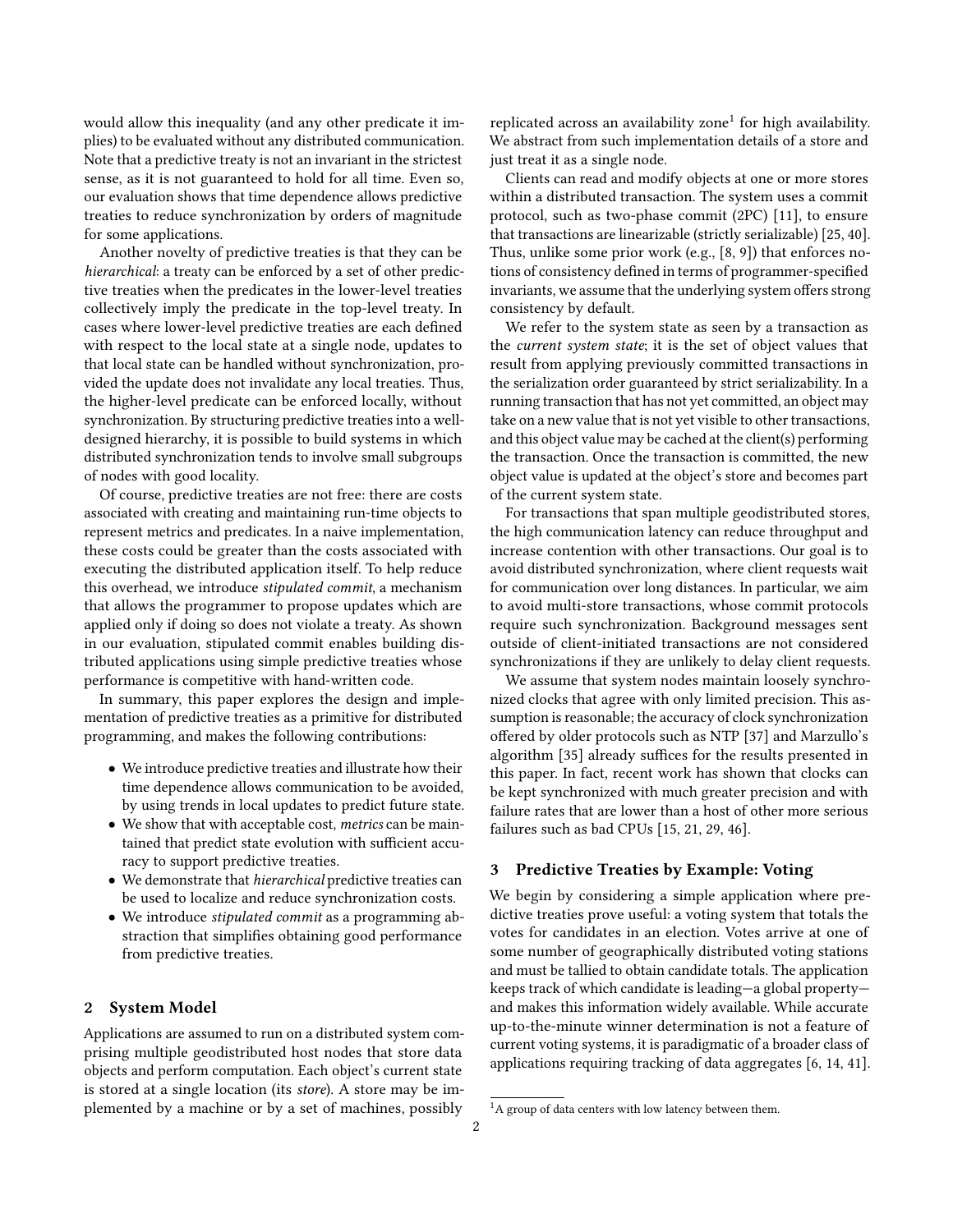would allow this inequality (and any other predicate it implies) to be evaluated without any distributed communication. Note that a predictive treaty is not an invariant in the strictest sense, as it is not guaranteed to hold for all time. Even so, our evaluation shows that time dependence allows predictive treaties to reduce synchronization by orders of magnitude for some applications.

Another novelty of predictive treaties is that they can be *hierarchical*: a treaty can be enforced by a set of other predictive treaties when the predicates in the lower-level treaties collectively imply the predicate in the top-level treaty. In cases where lower-level predictive treaties are each defined with respect to the local state at a single node, updates to that local state can be handled without synchronization, provided the update does not invalidate any local treaties. Thus, the higher-level predicate can be enforced locally, without synchronization. By structuring predictive treaties into a well-designed hierarchy, it is possible to build systems in which distributed synchronization tends to involve small subgroups of nodes with good locality.

Of course, predictive treaties are not free: there are costs associated with creating and maintaining run-time objects to represent metrics and predicates. In a naive implementation, these costs could be greater than the costs associated with executing the distributed application itself. To help reduce this overhead, we introduce *stipulated commit*, a mechanism that allows the programmer to propose updates which are applied only if doing so does not violate a treaty. As shown in our evaluation, stipulated commit enables building distributed applications using simple predictive treaties whose performance is competitive with hand-written code.

In summary, this paper explores the design and implementation of predictive treaties as a primitive for distributed programming, and makes the following contributions:

- We introduce predictive treaties and illustrate how their time dependence allows communication to be avoided, by using trends in local updates to predict future state.
- We show that with acceptable cost, *metrics* can be maintained that predict state evolution with sufficient accuracy to support predictive treaties.
- We demonstrate that *hierarchical* predictive treaties can be used to localize and reduce synchronization costs.
- We introduce *stipulated commit* as a programming abstraction that simplifies obtaining good performance from predictive treaties.

## 2 System Model

Applications are assumed to run on a distributed system comprising multiple geodistributed host nodes that store data objects and perform computation. Each object's current state is stored at a single location (its *store*). A store may be implemented by a machine or by a set of machines, possibly replicated across an availability zone[1] for high availability. We abstract from such implementation details of a store and just treat it as a single node.

Clients can read and modify objects at one or more stores within a distributed transaction. The system uses a commit protocol, such as two-phase commit (2PC) [11], to ensure that transactions are linearizable (strictly serializable) [25, 40]. Thus, unlike some prior work (e.g., [8, 9]) that enforces notions of consistency defined in terms of programmer-specified invariants, we assume that the underlying system offers strong consistency by default.

We refer to the system state as seen by a transaction as the *current system state*; it is the set of object values that result from applying previously committed transactions in the serialization order guaranteed by strict serializability. In a running transaction that has not yet committed, an object may take on a new value that is not yet visible to other transactions, and this object value may be cached at the client(s) performing the transaction. Once the transaction is committed, the new object value is updated at the object's store and becomes part of the current system state.

For transactions that span multiple geodistributed stores, the high communication latency can reduce throughput and increase contention with other transactions. Our goal is to avoid distributed synchronization, where client requests wait for communication over long distances. In particular, we aim to avoid multi-store transactions, whose commit protocols require such synchronization. Background messages sent outside of client-initiated transactions are not considered synchronizations if they are unlikely to delay client requests.

We assume that system nodes maintain loosely synchronized clocks that agree with only limited precision. This assumption is reasonable; the accuracy of clock synchronization offered by older protocols such as NTP [37] and Marzullo's algorithm [35] already suffices for the results presented in this paper. In fact, recent work has shown that clocks can be kept synchronized with much greater precision and with failure rates that are lower than a host of other more serious failures such as bad CPUs [15, 21, 29, 46].

## 3 Predictive Treaties by Example: Voting

We begin by considering a simple application where predictive treaties prove useful: a voting system that totals the votes for candidates in an election. Votes arrive at one of some number of geographically distributed voting stations and must be tallied to obtain candidate totals. The application keeps track of which candidate is leading—a global property—and makes this information widely available. While accurate up-to-the-minute winner determination is not a feature of current voting systems, it is paradigmatic of a broader class of applications requiring tracking of data aggregates [6, 14, 41].

[1] A group of data centers with low latency between them.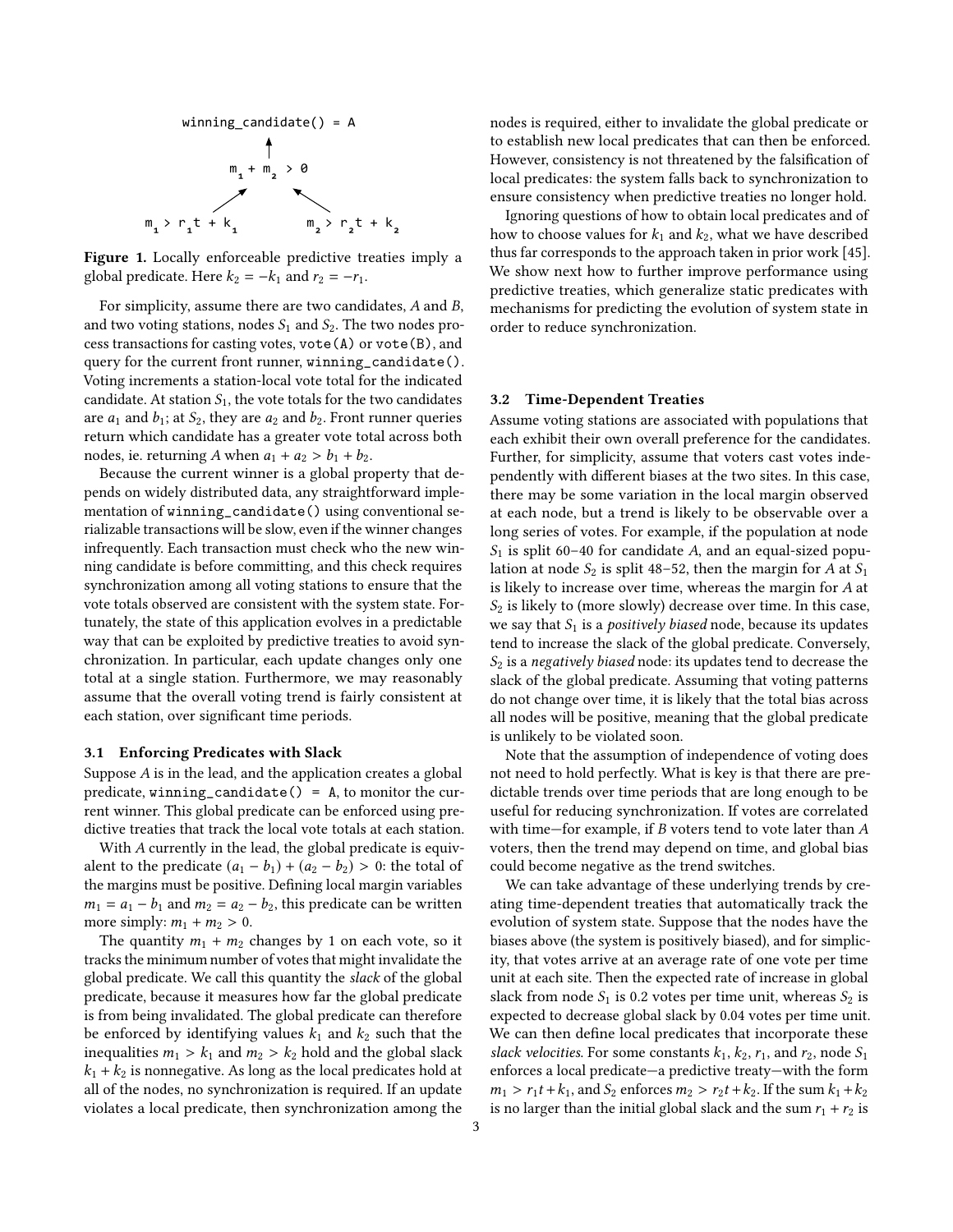```
            winning_candidate() = A
                       ↑
                  m_1 + m_2 > 0
                 ↗             ↖
  m_1 > r_1 t + k_1        m_2 > r_2 t + k_2
```

**Figure 1.** Locally enforceable predictive treaties imply a global predicate. Here $k_2 = -k_1$ and $r_2 = -r_1$.

For simplicity, assume there are two candidates, $A$ and $B$, and two voting stations, nodes $S_1$ and $S_2$. The two nodes process transactions for casting votes, `vote(A)` or `vote(B)`, and query for the current front runner, `winning_candidate()`. Voting increments a station-local vote total for the indicated candidate. At station $S_1$, the vote totals for the two candidates are $a_1$ and $b_1$; at $S_2$, they are $a_2$ and $b_2$. Front runner queries return which candidate has a greater vote total across both nodes, ie. returning $A$ when $a_1 + a_2 > b_1 + b_2$.

Because the current winner is a global property that depends on widely distributed data, any straightforward implementation of `winning_candidate()` using conventional serializable transactions will be slow, even if the winner changes infrequently. Each transaction must check who the new winning candidate is before committing, and this check requires synchronization among all voting stations to ensure that the vote totals observed are consistent with the system state. Fortunately, the state of this application evolves in a predictable way that can be exploited by predictive treaties to avoid synchronization. In particular, each update changes only one total at a single station. Furthermore, we may reasonably assume that the overall voting trend is fairly consistent at each station, over significant time periods.

### 3.1 Enforcing Predicates with Slack

Suppose $A$ is in the lead, and the application creates a global predicate, `winning_candidate() = A`, to monitor the current winner. This global predicate can be enforced using predictive treaties that track the local vote totals at each station.

With $A$ currently in the lead, the global predicate is equivalent to the predicate $(a_1 - b_1) + (a_2 - b_2) > 0$: the total of the margins must be positive. Defining local margin variables $m_1 = a_1 - b_1$ and $m_2 = a_2 - b_2$, this predicate can be written more simply: $m_1 + m_2 > 0$.

The quantity $m_1 + m_2$ changes by 1 on each vote, so it tracks the minimum number of votes that might invalidate the global predicate. We call this quantity the *slack* of the global predicate, because it measures how far the global predicate is from being invalidated. The global predicate can therefore be enforced by identifying values $k_1$ and $k_2$ such that the inequalities $m_1 > k_1$ and $m_2 > k_2$ hold and the global slack $k_1 + k_2$ is nonnegative. As long as the local predicates hold at all of the nodes, no synchronization is required. If an update violates a local predicate, then synchronization among the nodes is required, either to invalidate the global predicate or to establish new local predicates that can then be enforced. However, consistency is not threatened by the falsification of local predicates: the system falls back to synchronization to ensure consistency when predictive treaties no longer hold.

Ignoring questions of how to obtain local predicates and of how to choose values for $k_1$ and $k_2$, what we have described thus far corresponds to the approach taken in prior work [45]. We show next how to further improve performance using predictive treaties, which generalize static predicates with mechanisms for predicting the evolution of system state in order to reduce synchronization.

### 3.2 Time-Dependent Treaties

Assume voting stations are associated with populations that each exhibit their own overall preference for the candidates. Further, for simplicity, assume that voters cast votes independently with different biases at the two sites. In this case, there may be some variation in the local margin observed at each node, but a trend is likely to be observable over a long series of votes. For example, if the population at node $S_1$ is split 60–40 for candidate $A$, and an equal-sized population at node $S_2$ is split 48–52, then the margin for $A$ at $S_1$ is likely to increase over time, whereas the margin for $A$ at $S_2$ is likely to (more slowly) decrease over time. In this case, we say that $S_1$ is a *positively biased* node, because its updates tend to increase the slack of the global predicate. Conversely, $S_2$ is a *negatively biased* node: its updates tend to decrease the slack of the global predicate. Assuming that voting patterns do not change over time, it is likely that the total bias across all nodes will be positive, meaning that the global predicate is unlikely to be violated soon.

Note that the assumption of independence of voting does not need to hold perfectly. What is key is that there are predictable trends over time periods that are long enough to be useful for reducing synchronization. If votes are correlated with time—for example, if $B$ voters tend to vote later than $A$ voters, then the trend may depend on time, and global bias could become negative as the trend switches.

We can take advantage of these underlying trends by creating time-dependent treaties that automatically track the evolution of system state. Suppose that the nodes have the biases above (the system is positively biased), and for simplicity, that votes arrive at an average rate of one vote per time unit at each site. Then the expected rate of increase in global slack from node $S_1$ is 0.2 votes per time unit, whereas $S_2$ is expected to decrease global slack by 0.04 votes per time unit. We can then define local predicates that incorporate these *slack velocities*. For some constants $k_1$, $k_2$, $r_1$, and $r_2$, node $S_1$ enforces a local predicate—a predictive treaty—with the form $m_1 > r_1t + k_1$, and $S_2$ enforces $m_2 > r_2t + k_2$. If the sum $k_1 + k_2$ is no larger than the initial global slack and the sum $r_1 + r_2$ is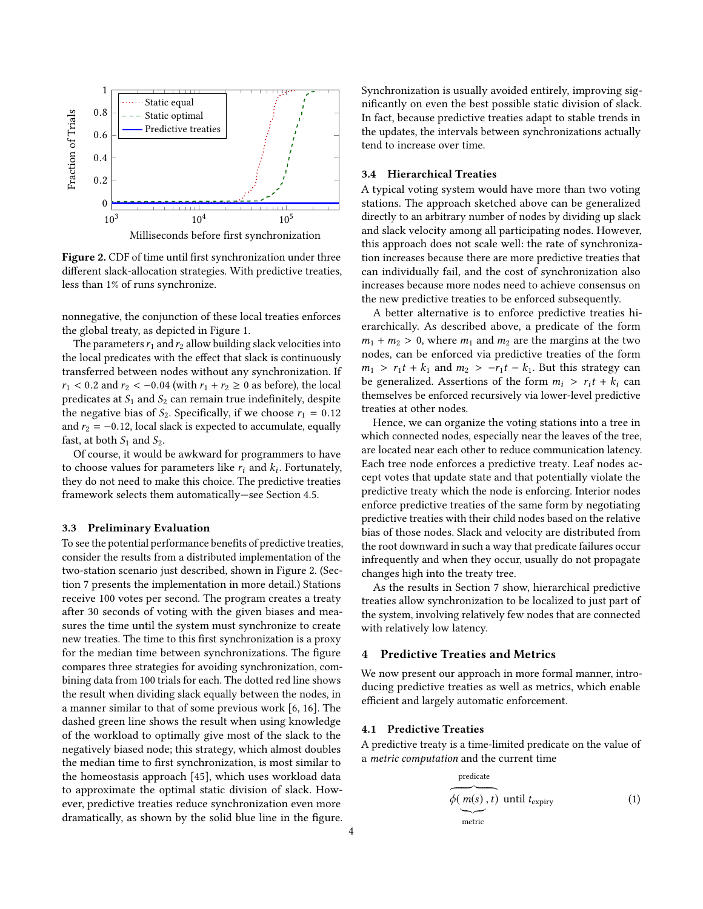**Figure 2.** CDF of time until first synchronization under three different slack-allocation strategies. With predictive treaties, less than 1% of runs synchronize.

nonnegative, the conjunction of these local treaties enforces the global treaty, as depicted in Figure 1.

The parameters $r_1$ and $r_2$ allow building slack velocities into the local predicates with the effect that slack is continuously transferred between nodes without any synchronization. If $r_1 < 0.2$ and $r_2 < -0.04$ (with $r_1 + r_2 \geq 0$ as before), the local predicates at $S_1$ and $S_2$ can remain true indefinitely, despite the negative bias of $S_2$. Specifically, if we choose $r_1 = 0.12$ and $r_2 = -0.12$, local slack is expected to accumulate, equally fast, at both $S_1$ and $S_2$.

Of course, it would be awkward for programmers to have to choose values for parameters like $r_i$ and $k_i$. Fortunately, they do not need to make this choice. The predictive treaties framework selects them automatically—see Section 4.5.

### 3.3 Preliminary Evaluation

To see the potential performance benefits of predictive treaties, consider the results from a distributed implementation of the two-station scenario just described, shown in Figure 2. (Section 7 presents the implementation in more detail.) Stations receive 100 votes per second. The program creates a treaty after 30 seconds of voting with the given biases and measures the time until the system must synchronize to create new treaties. The time to this first synchronization is a proxy for the median time between synchronizations. The figure compares three strategies for avoiding synchronization, combining data from 100 trials for each. The dotted red line shows the result when dividing slack equally between the nodes, in a manner similar to that of some previous work [6, 16]. The dashed green line shows the result when using knowledge of the workload to optimally give most of the slack to the negatively biased node; this strategy, which almost doubles the median time to first synchronization, is most similar to the homeostasis approach [45], which uses workload data to approximate the optimal static division of slack. However, predictive treaties reduce synchronization even more dramatically, as shown by the solid blue line in the figure. Synchronization is usually avoided entirely, improving significantly on even the best possible static division of slack. In fact, because predictive treaties adapt to stable trends in the updates, the intervals between synchronizations actually tend to increase over time.

### 3.4 Hierarchical Treaties

A typical voting system would have more than two voting stations. The approach sketched above can be generalized directly to an arbitrary number of nodes by dividing up slack and slack velocity among all participating nodes. However, this approach does not scale well: the rate of synchronization increases because there are more predictive treaties that can individually fail, and the cost of synchronization also increases because more nodes need to achieve consensus on the new predictive treaties to be enforced subsequently.

A better alternative is to enforce predictive treaties hierarchically. As described above, a predicate of the form $m_1 + m_2 > 0$, where $m_1$ and $m_2$ are the margins at the two nodes, can be enforced via predictive treaties of the form $m_1 > r_1 t + k_1$ and $m_2 > -r_1 t - k_1$. But this strategy can be generalized. Assertions of the form $m_i > r_i t + k_i$ can themselves be enforced recursively via lower-level predictive treaties at other nodes.

Hence, we can organize the voting stations into a tree in which connected nodes, especially near the leaves of the tree, are located near each other to reduce communication latency. Each tree node enforces a predictive treaty. Leaf nodes accept votes that update state and that potentially violate the predictive treaty which the node is enforcing. Interior nodes enforce predictive treaties of the same form by negotiating predictive treaties with their child nodes based on the relative bias of those nodes. Slack and velocity are distributed from the root downward in such a way that predicate failures occur infrequently and when they occur, usually do not propagate changes high into the treaty tree.

As the results in Section 7 show, hierarchical predictive treaties allow synchronization to be localized to just part of the system, involving relatively few nodes that are connected with relatively low latency.

## 4 Predictive Treaties and Metrics

We now present our approach in more formal manner, introducing predictive treaties as well as metrics, which enable efficient and largely automatic enforcement.

### 4.1 Predictive Treaties

A predictive treaty is a time-limited predicate on the value of a *metric computation* and the current time

$$\overbrace{\phi(\underbrace{m(s)}_{\text{metric}}, t)}^{\text{predicate}} \text{ until } t_{\text{expiry}} \tag{1}$$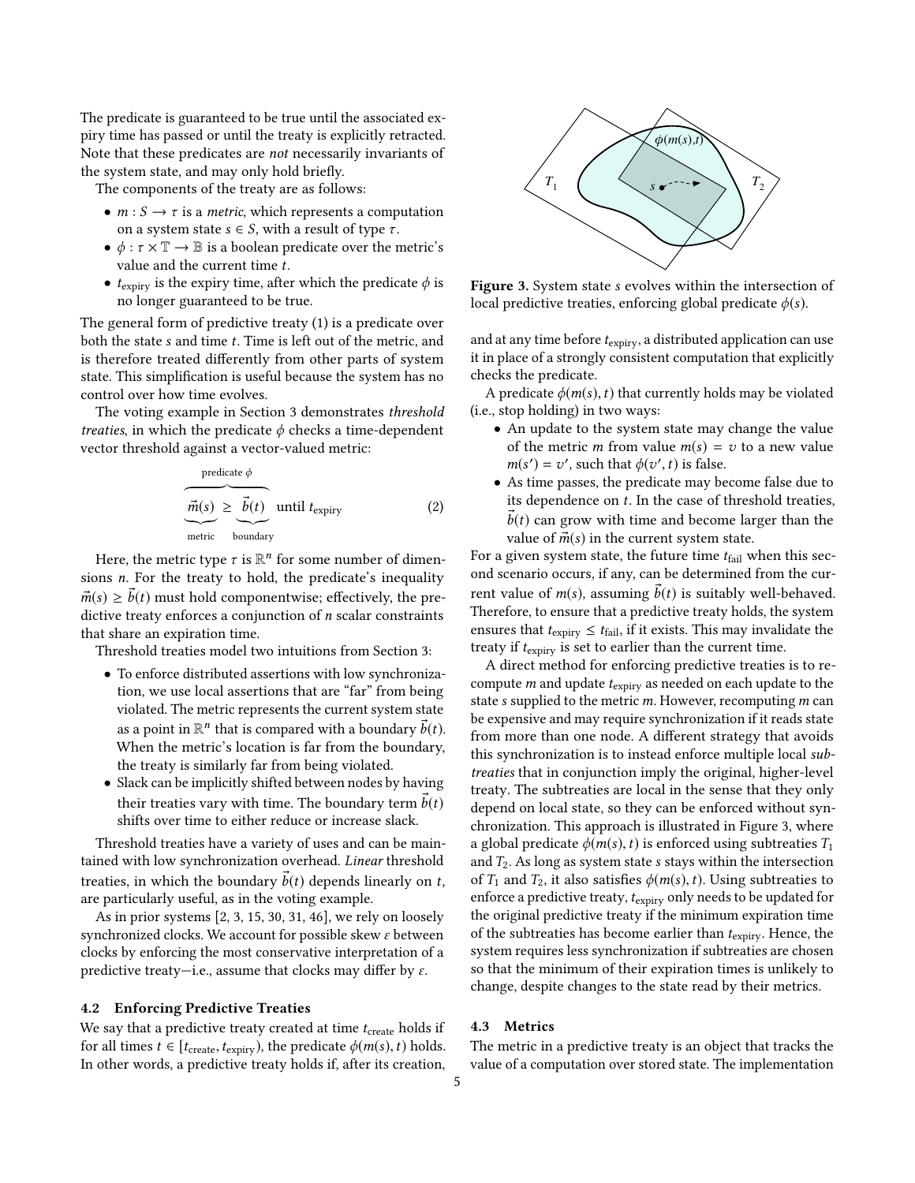The predicate is guaranteed to be true until the associated expiry time has passed or until the treaty is explicitly retracted. Note that these predicates are *not* necessarily invariants of the system state, and may only hold briefly.

The components of the treaty are as follows:

- $m : S \rightarrow \tau$ is a *metric*, which represents a computation on a system state $s \in S$, with a result of type $\tau$.
- $\phi : \tau \times \mathbb{T} \rightarrow \mathbb{B}$ is a boolean predicate over the metric's value and the current time $t$.
- $t_{\text{expiry}}$ is the expiry time, after which the predicate $\phi$ is no longer guaranteed to be true.

The general form of predictive treaty (1) is a predicate over both the state $s$ and time $t$. Time is left out of the metric, and is therefore treated differently from other parts of system state. This simplification is useful because the system has no control over how time evolves.

The voting example in Section 3 demonstrates *threshold treaties*, in which the predicate $\phi$ checks a time-dependent vector threshold against a vector-valued metric:

$$\overbrace{\underbrace{\vec{m}(s)}_{\text{metric}} \geq \underbrace{\vec{b}(t)}_{\text{boundary}}}^{\text{predicate } \phi} \text{ until } t_{\text{expiry}} \tag{2}$$

Here, the metric type $\tau$ is $\mathbb{R}^n$ for some number of dimensions $n$. For the treaty to hold, the predicate's inequality $\vec{m}(s) \geq \vec{b}(t)$ must hold componentwise; effectively, the predictive treaty enforces a conjunction of $n$ scalar constraints that share an expiration time.

Threshold treaties model two intuitions from Section 3:

- To enforce distributed assertions with low synchronization, we use local assertions that are "far" from being violated. The metric represents the current system state as a point in $\mathbb{R}^n$ that is compared with a boundary $\vec{b}(t)$. When the metric's location is far from the boundary, the treaty is similarly far from being violated.
- Slack can be implicitly shifted between nodes by having their treaties vary with time. The boundary term $\vec{b}(t)$ shifts over time to either reduce or increase slack.

Threshold treaties have a variety of uses and can be maintained with low synchronization overhead. *Linear* threshold treaties, in which the boundary $\vec{b}(t)$ depends linearly on $t$, are particularly useful, as in the voting example.

As in prior systems [2, 3, 15, 30, 31, 46], we rely on loosely synchronized clocks. We account for possible skew $\varepsilon$ between clocks by enforcing the most conservative interpretation of a predictive treaty—i.e., assume that clocks may differ by $\varepsilon$.

### 4.2 Enforcing Predictive Treaties

We say that a predictive treaty created at time $t_{\text{create}}$ holds if for all times $t \in [t_{\text{create}}, t_{\text{expiry}})$, the predicate $\phi(m(s), t)$ holds. In other words, a predictive treaty holds if, after its creation, and at any time before $t_{\text{expiry}}$, a distributed application can use it in place of a strongly consistent computation that explicitly checks the predicate.

Figure 3. System state $s$ evolves within the intersection of local predictive treaties, enforcing global predicate $\phi(s)$.

A predicate $\phi(m(s), t)$ that currently holds may be violated (i.e., stop holding) in two ways:

- An update to the system state may change the value of the metric $m$ from value $m(s) = v$ to a new value $m(s') = v'$, such that $\phi(v', t)$ is false.
- As time passes, the predicate may become false due to its dependence on $t$. In the case of threshold treaties, $\vec{b}(t)$ can grow with time and become larger than the value of $\vec{m}(s)$ in the current system state.

For a given system state, the future time $t_{\text{fail}}$ when this second scenario occurs, if any, can be determined from the current value of $m(s)$, assuming $\vec{b}(t)$ is suitably well-behaved. Therefore, to ensure that a predictive treaty holds, the system ensures that $t_{\text{expiry}} \leq t_{\text{fail}}$, if it exists. This may invalidate the treaty if $t_{\text{expiry}}$ is set to earlier than the current time.

A direct method for enforcing predictive treaties is to recompute $m$ and update $t_{\text{expiry}}$ as needed on each update to the state $s$ supplied to the metric $m$. However, recomputing $m$ can be expensive and may require synchronization if it reads state from more than one node. A different strategy that avoids this synchronization is to instead enforce multiple local *subtreaties* that in conjunction imply the original, higher-level treaty. The subtreaties are local in the sense that they only depend on local state, so they can be enforced without synchronization. This approach is illustrated in Figure 3, where a global predicate $\phi(m(s), t)$ is enforced using subtreaties $T_1$ and $T_2$. As long as system state $s$ stays within the intersection of $T_1$ and $T_2$, it also satisfies $\phi(m(s), t)$. Using subtreaties to enforce a predictive treaty, $t_{\text{expiry}}$ only needs to be updated for the original predictive treaty if the minimum expiration time of the subtreaties has become earlier than $t_{\text{expiry}}$. Hence, the system requires less synchronization if subtreaties are chosen so that the minimum of their expiration times is unlikely to change, despite changes to the state read by their metrics.

### 4.3 Metrics

The metric in a predictive treaty is an object that tracks the value of a computation over stored state. The implementation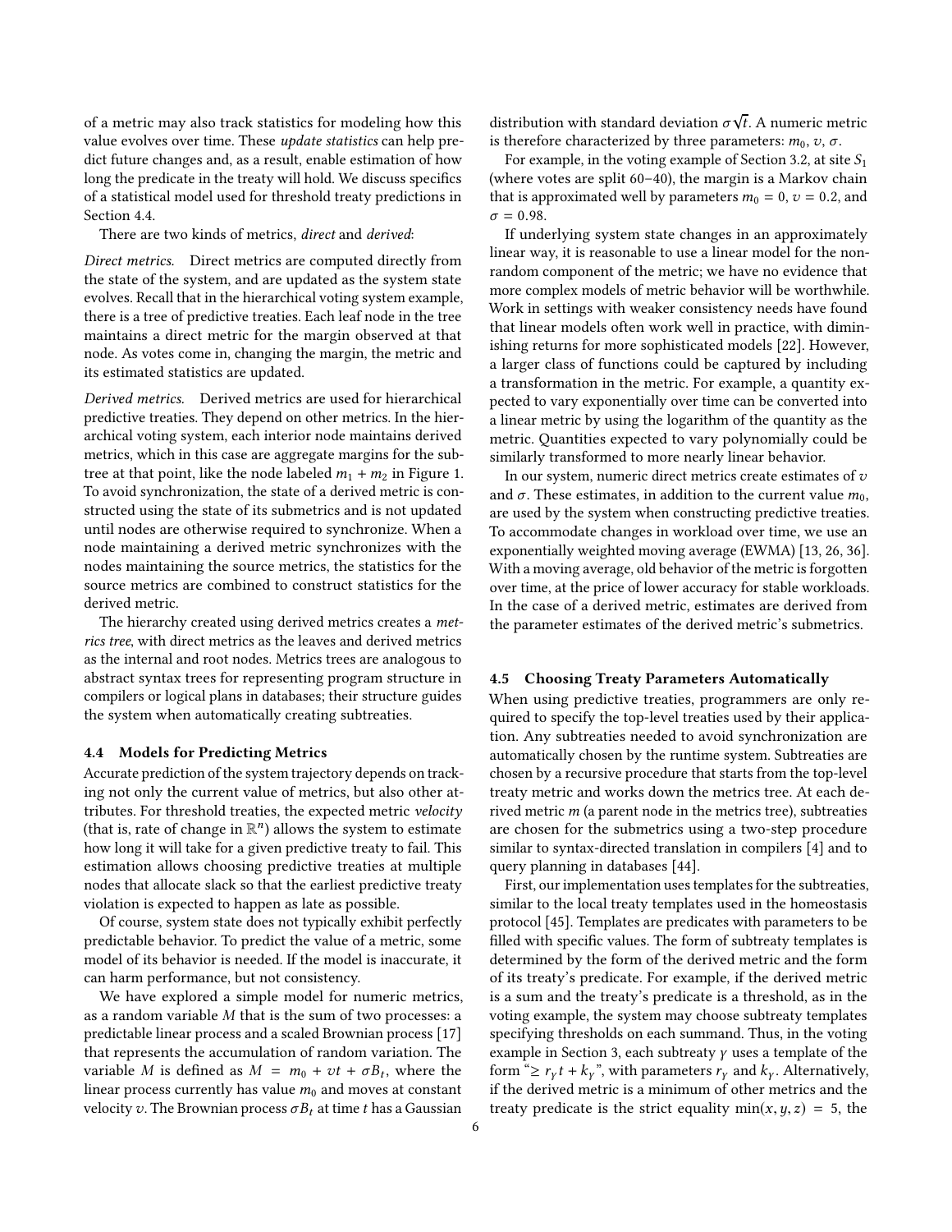of a metric may also track statistics for modeling how this value evolves over time. These *update statistics* can help predict future changes and, as a result, enable estimation of how long the predicate in the treaty will hold. We discuss specifics of a statistical model used for threshold treaty predictions in Section 4.4.

There are two kinds of metrics, *direct* and *derived*:

*Direct metrics.* Direct metrics are computed directly from the state of the system, and are updated as the system state evolves. Recall that in the hierarchical voting system example, there is a tree of predictive treaties. Each leaf node in the tree maintains a direct metric for the margin observed at that node. As votes come in, changing the margin, the metric and its estimated statistics are updated.

*Derived metrics.* Derived metrics are used for hierarchical predictive treaties. They depend on other metrics. In the hierarchical voting system, each interior node maintains derived metrics, which in this case are aggregate margins for the subtree at that point, like the node labeled $m_1 + m_2$ in Figure 1. To avoid synchronization, the state of a derived metric is constructed using the state of its submetrics and is not updated until nodes are otherwise required to synchronize. When a node maintaining a derived metric synchronizes with the nodes maintaining the source metrics, the statistics for the source metrics are combined to construct statistics for the derived metric.

The hierarchy created using derived metrics creates a *metrics tree*, with direct metrics as the leaves and derived metrics as the internal and root nodes. Metrics trees are analogous to abstract syntax trees for representing program structure in compilers or logical plans in databases; their structure guides the system when automatically creating subtreaties.

### 4.4 Models for Predicting Metrics

Accurate prediction of the system trajectory depends on tracking not only the current value of metrics, but also other attributes. For threshold treaties, the expected metric *velocity* (that is, rate of change in $\mathbb{R}^n$) allows the system to estimate how long it will take for a given predictive treaty to fail. This estimation allows choosing predictive treaties at multiple nodes that allocate slack so that the earliest predictive treaty violation is expected to happen as late as possible.

Of course, system state does not typically exhibit perfectly predictable behavior. To predict the value of a metric, some model of its behavior is needed. If the model is inaccurate, it can harm performance, but not consistency.

We have explored a simple model for numeric metrics, as a random variable $M$ that is the sum of two processes: a predictable linear process and a scaled Brownian process [17] that represents the accumulation of random variation. The variable $M$ is defined as $M = m_0 + vt + \sigma B_t$, where the linear process currently has value $m_0$ and moves at constant velocity $v$. The Brownian process $\sigma B_t$ at time $t$ has a Gaussian distribution with standard deviation $\sigma\sqrt{t}$. A numeric metric is therefore characterized by three parameters: $m_0$, $v$, $\sigma$.

For example, in the voting example of Section 3.2, at site $S_1$ (where votes are split 60–40), the margin is a Markov chain that is approximated well by parameters $m_0 = 0$, $v = 0.2$, and $\sigma = 0.98$.

If underlying system state changes in an approximately linear way, it is reasonable to use a linear model for the non-random component of the metric; we have no evidence that more complex models of metric behavior will be worthwhile. Work in settings with weaker consistency needs have found that linear models often work well in practice, with diminishing returns for more sophisticated models [22]. However, a larger class of functions could be captured by including a transformation in the metric. For example, a quantity expected to vary exponentially over time can be converted into a linear metric by using the logarithm of the quantity as the metric. Quantities expected to vary polynomially could be similarly transformed to more nearly linear behavior.

In our system, numeric direct metrics create estimates of $v$ and $\sigma$. These estimates, in addition to the current value $m_0$, are used by the system when constructing predictive treaties. To accommodate changes in workload over time, we use an exponentially weighted moving average (EWMA) [13, 26, 36]. With a moving average, old behavior of the metric is forgotten over time, at the price of lower accuracy for stable workloads. In the case of a derived metric, estimates are derived from the parameter estimates of the derived metric's submetrics.

### 4.5 Choosing Treaty Parameters Automatically

When using predictive treaties, programmers are only required to specify the top-level treaties used by their application. Any subtreaties needed to avoid synchronization are automatically chosen by the runtime system. Subtreaties are chosen by a recursive procedure that starts from the top-level treaty metric and works down the metrics tree. At each derived metric $m$ (a parent node in the metrics tree), subtreaties are chosen for the submetrics using a two-step procedure similar to syntax-directed translation in compilers [4] and to query planning in databases [44].

First, our implementation uses templates for the subtreaties, similar to the local treaty templates used in the homeostasis protocol [45]. Templates are predicates with parameters to be filled with specific values. The form of subtreaty templates is determined by the form of the derived metric and the form of its treaty's predicate. For example, if the derived metric is a sum and the treaty's predicate is a threshold, as in the voting example, the system may choose subtreaty templates specifying thresholds on each summand. Thus, in the voting example in Section 3, each subtreaty $\gamma$ uses a template of the form "$\geq r_\gamma t + k_\gamma$", with parameters $r_\gamma$ and $k_\gamma$. Alternatively, if the derived metric is a minimum of other metrics and the treaty predicate is the strict equality $\min(x, y, z) = 5$, the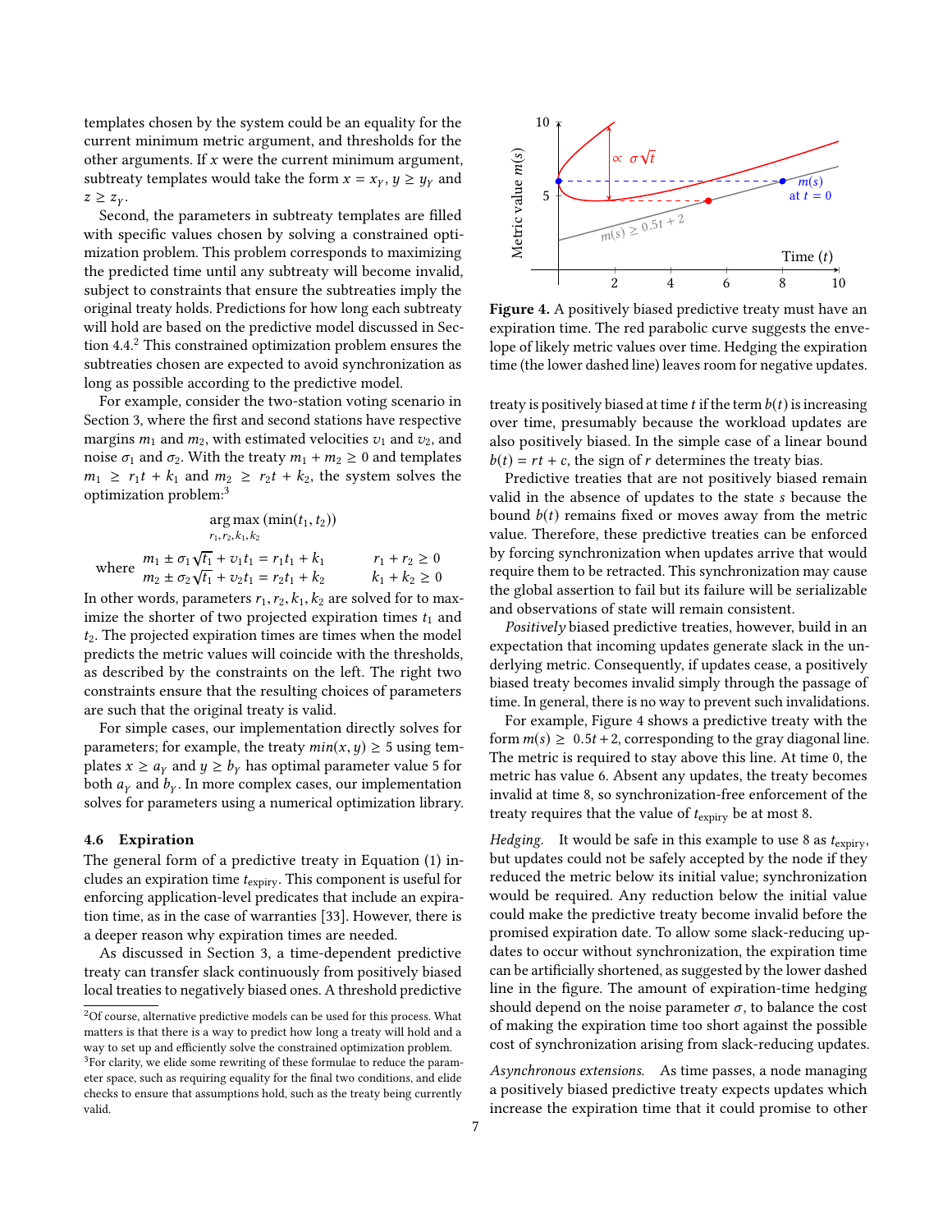templates chosen by the system could be an equality for the current minimum metric argument, and thresholds for the other arguments. If $x$ were the current minimum argument, subtreaty templates would take the form $x = x_Y$, $y \geq y_Y$ and $z \geq z_Y$.

Second, the parameters in subtreaty templates are filled with specific values chosen by solving a constrained optimization problem. This problem corresponds to maximizing the predicted time until any subtreaty will become invalid, subject to constraints that ensure the subtreaties imply the original treaty holds. Predictions for how long each subtreaty will hold are based on the predictive model discussed in Section 4.4.[2] This constrained optimization problem ensures the subtreaties chosen are expected to avoid synchronization as long as possible according to the predictive model.

For example, consider the two-station voting scenario in Section 3, where the first and second stations have respective margins $m_1$ and $m_2$, with estimated velocities $v_1$ and $v_2$, and noise $\sigma_1$ and $\sigma_2$. With the treaty $m_1 + m_2 \geq 0$ and templates $m_1 \geq r_1 t + k_1$ and $m_2 \geq r_2 t + k_2$, the system solves the optimization problem:[3]

$$\underset{r_1, r_2, k_1, k_2}{\arg\max}\,(\min(t_1, t_2))$$

$$\text{where} \quad \begin{array}{ll} m_1 \pm \sigma_1\sqrt{t_1} + v_1 t_1 = r_1 t_1 + k_1 & \quad r_1 + r_2 \geq 0 \\ m_2 \pm \sigma_2\sqrt{t_1} + v_2 t_1 = r_2 t_1 + k_2 & \quad k_1 + k_2 \geq 0 \end{array}$$

In other words, parameters $r_1, r_2, k_1, k_2$ are solved for to maximize the shorter of two projected expiration times $t_1$ and $t_2$. The projected expiration times are times when the model predicts the metric values will coincide with the thresholds, as described by the constraints on the left. The right two constraints ensure that the resulting choices of parameters are such that the original treaty is valid.

For simple cases, our implementation directly solves for parameters; for example, the treaty $min(x, y) \geq 5$ using templates $x \geq a_Y$ and $y \geq b_Y$ has optimal parameter value 5 for both $a_Y$ and $b_Y$. In more complex cases, our implementation solves for parameters using a numerical optimization library.

### 4.6 Expiration

The general form of a predictive treaty in Equation (1) includes an expiration time $t_{\text{expiry}}$. This component is useful for enforcing application-level predicates that include an expiration time, as in the case of warranties [33]. However, there is a deeper reason why expiration times are needed.

As discussed in Section 3, a time-dependent predictive treaty can transfer slack continuously from positively biased local treaties to negatively biased ones. A threshold predictive treaty is positively biased at time $t$ if the term $b(t)$ is increasing over time, presumably because the workload updates are also positively biased. In the simple case of a linear bound $b(t) = rt + c$, the sign of $r$ determines the treaty bias.

Predictive treaties that are not positively biased remain valid in the absence of updates to the state $s$ because the bound $b(t)$ remains fixed or moves away from the metric value. Therefore, these predictive treaties can be enforced by forcing synchronization when updates arrive that would require them to be retracted. This synchronization may cause the global assertion to fail but its failure will be serializable and observations of state will remain consistent.

*Positively* biased predictive treaties, however, build in an expectation that incoming updates generate slack in the underlying metric. Consequently, if updates cease, a positively biased treaty becomes invalid simply through the passage of time. In general, there is no way to prevent such invalidations.

Figure 4. A positively biased predictive treaty must have an expiration time. The red parabolic curve suggests the envelope of likely metric values over time. Hedging the expiration time (the lower dashed line) leaves room for negative updates.

For example, Figure 4 shows a predictive treaty with the form $m(s) \geq 0.5t + 2$, corresponding to the gray diagonal line. The metric is required to stay above this line. At time 0, the metric has value 6. Absent any updates, the treaty becomes invalid at time 8, so synchronization-free enforcement of the treaty requires that the value of $t_{\text{expiry}}$ be at most 8.

*Hedging.* It would be safe in this example to use 8 as $t_{\text{expiry}}$, but updates could not be safely accepted by the node if they reduced the metric below its initial value; synchronization would be required. Any reduction below the initial value could make the predictive treaty become invalid before the promised expiration date. To allow some slack-reducing updates to occur without synchronization, the expiration time can be artificially shortened, as suggested by the lower dashed line in the figure. The amount of expiration-time hedging should depend on the noise parameter $\sigma$, to balance the cost of making the expiration time too short against the possible cost of synchronization arising from slack-reducing updates.

*Asynchronous extensions.* As time passes, a node managing a positively biased predictive treaty expects updates which increase the expiration time that it could promise to other

[2] Of course, alternative predictive models can be used for this process. What matters is that there is a way to predict how long a treaty will hold and a way to set up and efficiently solve the constrained optimization problem.

[3] For clarity, we elide some rewriting of these formulae to reduce the parameter space, such as requiring equality for the final two conditions, and elide checks to ensure that assumptions hold, such as the treaty being currently valid.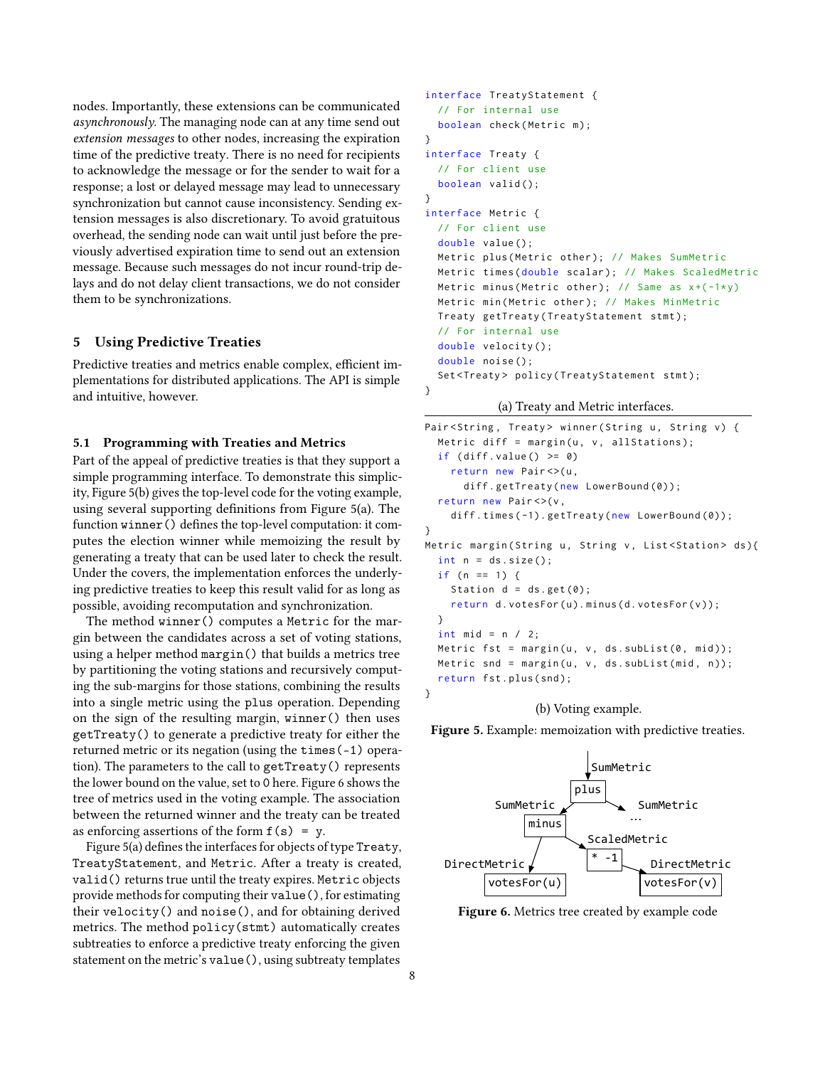nodes. Importantly, these extensions can be communicated *asynchronously*. The managing node can at any time send out *extension messages* to other nodes, increasing the expiration time of the predictive treaty. There is no need for recipients to acknowledge the message or for the sender to wait for a response; a lost or delayed message may lead to unnecessary synchronization but cannot cause inconsistency. Sending extension messages is also discretionary. To avoid gratuitous overhead, the sending node can wait until just before the previously advertised expiration time to send out an extension message. Because such messages do not incur round-trip delays and do not delay client transactions, we do not consider them to be synchronizations.

## 5 Using Predictive Treaties

Predictive treaties and metrics enable complex, efficient implementations for distributed applications. The API is simple and intuitive, however.

### 5.1 Programming with Treaties and Metrics

Part of the appeal of predictive treaties is that they support a simple programming interface. To demonstrate this simplicity, Figure 5(b) gives the top-level code for the voting example, using several supporting definitions from Figure 5(a). The function `winner()` defines the top-level computation: it computes the election winner while memoizing the result by generating a treaty that can be used later to check the result. Under the covers, the implementation enforces the underlying predictive treaties to keep this result valid for as long as possible, avoiding recomputation and synchronization.

The method `winner()` computes a `Metric` for the margin between the candidates across a set of voting stations, using a helper method `margin()` that builds a metrics tree by partitioning the voting stations and recursively computing the sub-margins for those stations, combining the results into a single metric using the `plus` operation. Depending on the sign of the resulting margin, `winner()` then uses `getTreaty()` to generate a predictive treaty for either the returned metric or its negation (using the `times(-1)` operation). The parameters to the call to `getTreaty()` represents the lower bound on the value, set to 0 here. Figure 6 shows the tree of metrics used in the voting example. The association between the returned winner and the treaty can be treated as enforcing assertions of the form `f(s) = y`.

Figure 5(a) defines the interfaces for objects of type `Treaty`, `TreatyStatement`, and `Metric`. After a treaty is created, `valid()` returns true until the treaty expires. `Metric` objects provide methods for computing their `value()`, for estimating their `velocity()` and `noise()`, and for obtaining derived metrics. The method `policy(stmt)` automatically creates subtreaties to enforce a predictive treaty enforcing the given statement on the metric's `value()`, using subtreaty templates

```
interface TreatyStatement {
  // For internal use
  boolean check(Metric m);
}
interface Treaty {
  // For client use
  boolean valid();
}
interface Metric {
  // For client use
  double value();
  Metric plus(Metric other); // Makes SumMetric
  Metric times(double scalar); // Makes ScaledMetric
  Metric minus(Metric other); // Same as x+(-1*y)
  Metric min(Metric other); // Makes MinMetric
  Treaty getTreaty(TreatyStatement stmt);
  // For internal use
  double velocity();
  double noise();
  Set<Treaty> policy(TreatyStatement stmt);
}
```

(a) Treaty and Metric interfaces.

```
Pair<String, Treaty> winner(String u, String v) {
  Metric diff = margin(u, v, allStations);
  if (diff.value() >= 0)
    return new Pair<>(u,
      diff.getTreaty(new LowerBound(0));
  return new Pair<>(v,
    diff.times(-1).getTreaty(new LowerBound(0));
}
Metric margin(String u, String v, List<Station> ds){
  int n = ds.size();
  if (n == 1) {
    Station d = ds.get(0);
    return d.votesFor(u).minus(d.votesFor(v));
  }
  int mid = n / 2;
  Metric fst = margin(u, v, ds.subList(0, mid));
  Metric snd = margin(u, v, ds.subList(mid, n));
  return fst.plus(snd);
}
```

(b) Voting example.

**Figure 5.** Example: memoization with predictive treaties.

```
              SumMetric
                 |
               [plus]
              /      \
      SumMetric        SumMetric
          |               ...
       [minus]
       /      \
DirectMetric   ScaledMetric
     |             |
[votesFor(u)]   [* -1]
                   |
              DirectMetric
                   |
              [votesFor(v)]
```

**Figure 6.** Metrics tree created by example code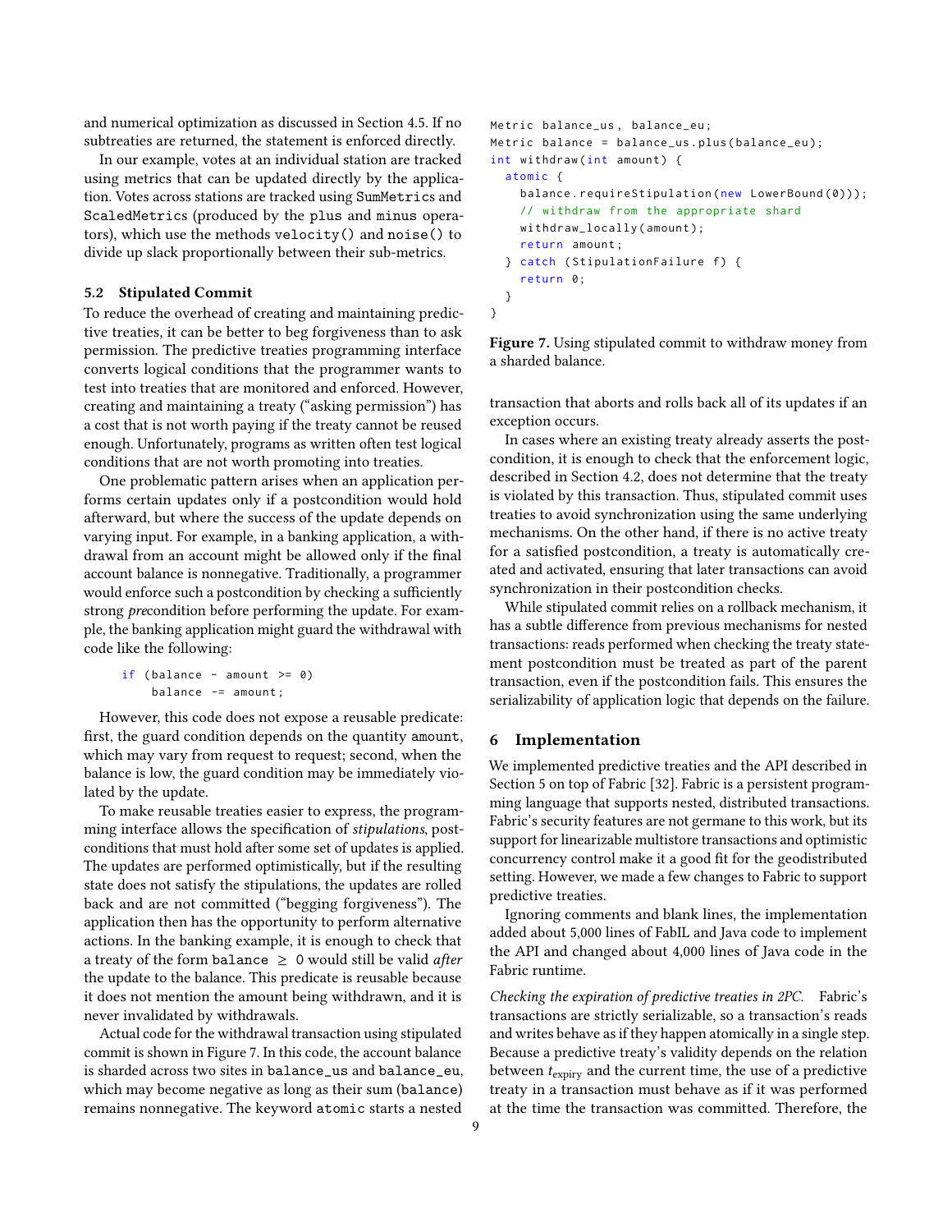and numerical optimization as discussed in Section 4.5. If no subtreaties are returned, the statement is enforced directly.

In our example, votes at an individual station are tracked using metrics that can be updated directly by the application. Votes across stations are tracked using SumMetrics and ScaledMetrics (produced by the plus and minus operators), which use the methods velocity() and noise() to divide up slack proportionally between their sub-metrics.

### 5.2 Stipulated Commit

To reduce the overhead of creating and maintaining predictive treaties, it can be better to beg forgiveness than to ask permission. The predictive treaties programming interface converts logical conditions that the programmer wants to test into treaties that are monitored and enforced. However, creating and maintaining a treaty ("asking permission") has a cost that is not worth paying if the treaty cannot be reused enough. Unfortunately, programs as written often test logical conditions that are not worth promoting into treaties.

One problematic pattern arises when an application performs certain updates only if a postcondition would hold afterward, but where the success of the update depends on varying input. For example, in a banking application, a withdrawal from an account might be allowed only if the final account balance is nonnegative. Traditionally, a programmer would enforce such a postcondition by checking a sufficiently strong *pre*condition before performing the update. For example, the banking application might guard the withdrawal with code like the following:

```
if (balance - amount >= 0)
    balance -= amount;
```

However, this code does not expose a reusable predicate: first, the guard condition depends on the quantity amount, which may vary from request to request; second, when the balance is low, the guard condition may be immediately violated by the update.

To make reusable treaties easier to express, the programming interface allows the specification of *stipulations*, postconditions that must hold after some set of updates is applied. The updates are performed optimistically, but if the resulting state does not satisfy the stipulations, the updates are rolled back and are not committed ("begging forgiveness"). The application then has the opportunity to perform alternative actions. In the banking example, it is enough to check that a treaty of the form balance $\geq$ 0 would still be valid *after* the update to the balance. This predicate is reusable because it does not mention the amount being withdrawn, and it is never invalidated by withdrawals.

Actual code for the withdrawal transaction using stipulated commit is shown in Figure 7. In this code, the account balance is sharded across two sites in balance_us and balance_eu, which may become negative as long as their sum (balance) remains nonnegative. The keyword atomic starts a nested transaction that aborts and rolls back all of its updates if an exception occurs.

```
Metric balance_us, balance_eu;
Metric balance = balance_us.plus(balance_eu);
int withdraw(int amount) {
  atomic {
    balance.requireStipulation(new LowerBound(0)));
    // withdraw from the appropriate shard
    withdraw_locally(amount);
    return amount;
  } catch (StipulationFailure f) {
    return 0;
  }
}
```

**Figure 7.** Using stipulated commit to withdraw money from a sharded balance.

In cases where an existing treaty already asserts the postcondition, it is enough to check that the enforcement logic, described in Section 4.2, does not determine that the treaty is violated by this transaction. Thus, stipulated commit uses treaties to avoid synchronization using the same underlying mechanisms. On the other hand, if there is no active treaty for a satisfied postcondition, a treaty is automatically created and activated, ensuring that later transactions can avoid synchronization in their postcondition checks.

While stipulated commit relies on a rollback mechanism, it has a subtle difference from previous mechanisms for nested transactions: reads performed when checking the treaty statement postcondition must be treated as part of the parent transaction, even if the postcondition fails. This ensures the serializability of application logic that depends on the failure.

## 6 Implementation

We implemented predictive treaties and the API described in Section 5 on top of Fabric [32]. Fabric is a persistent programming language that supports nested, distributed transactions. Fabric's security features are not germane to this work, but its support for linearizable multistore transactions and optimistic concurrency control make it a good fit for the geodistributed setting. However, we made a few changes to Fabric to support predictive treaties.

Ignoring comments and blank lines, the implementation added about 5,000 lines of FabIL and Java code to implement the API and changed about 4,000 lines of Java code in the Fabric runtime.

*Checking the expiration of predictive treaties in 2PC.* Fabric's transactions are strictly serializable, so a transaction's reads and writes behave as if they happen atomically in a single step. Because a predictive treaty's validity depends on the relation between $t_{\text{expiry}}$ and the current time, the use of a predictive treaty in a transaction must behave as if it was performed at the time the transaction was committed. Therefore, the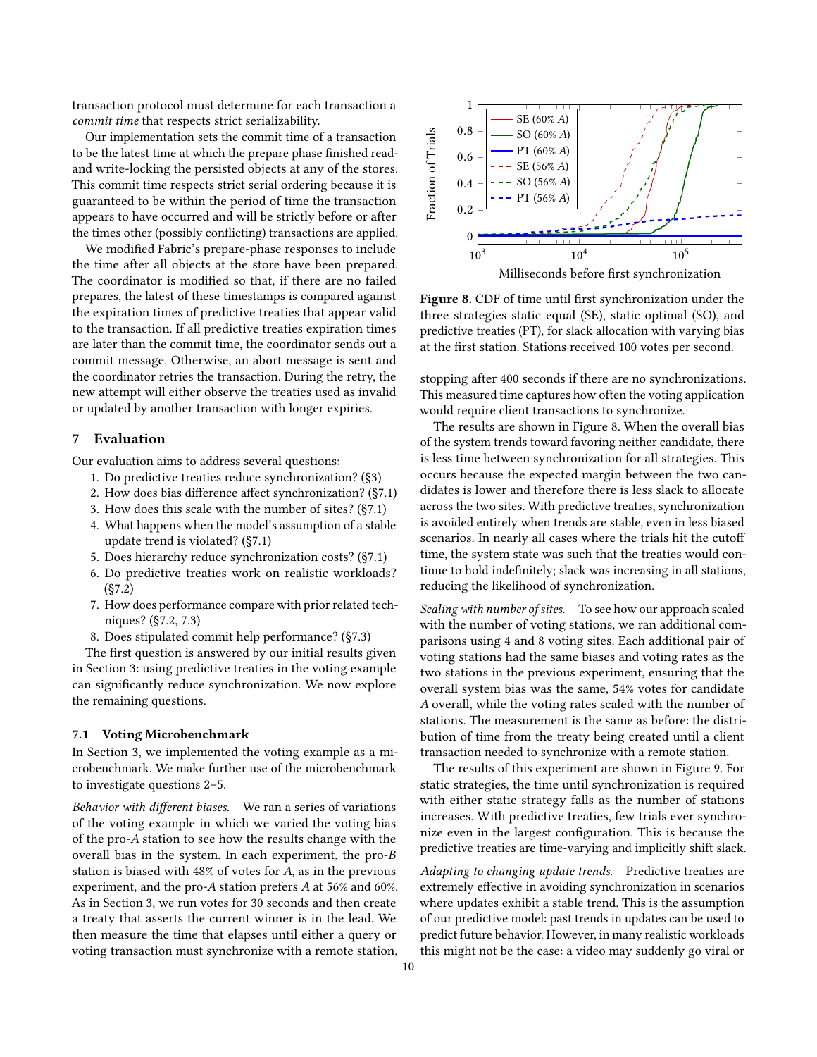transaction protocol must determine for each transaction a *commit time* that respects strict serializability.

Our implementation sets the commit time of a transaction to be the latest time at which the prepare phase finished read- and write-locking the persisted objects at any of the stores. This commit time respects strict serial ordering because it is guaranteed to be within the period of time the transaction appears to have occurred and will be strictly before or after the times other (possibly conflicting) transactions are applied.

We modified Fabric's prepare-phase responses to include the time after all objects at the store have been prepared. The coordinator is modified so that, if there are no failed prepares, the latest of these timestamps is compared against the expiration times of predictive treaties that appear valid to the transaction. If all predictive treaties expiration times are later than the commit time, the coordinator sends out a commit message. Otherwise, an abort message is sent and the coordinator retries the transaction. During the retry, the new attempt will either observe the treaties used as invalid or updated by another transaction with longer expiries.

## 7 Evaluation

Our evaluation aims to address several questions:

1. Do predictive treaties reduce synchronization? (§3)
2. How does bias difference affect synchronization? (§7.1)
3. How does this scale with the number of sites? (§7.1)
4. What happens when the model's assumption of a stable update trend is violated? (§7.1)
5. Does hierarchy reduce synchronization costs? (§7.1)
6. Do predictive treaties work on realistic workloads? (§7.2)
7. How does performance compare with prior related techniques? (§7.2, 7.3)
8. Does stipulated commit help performance? (§7.3)

The first question is answered by our initial results given in Section 3: using predictive treaties in the voting example can significantly reduce synchronization. We now explore the remaining questions.

### 7.1 Voting Microbenchmark

In Section 3, we implemented the voting example as a microbenchmark. We make further use of the microbenchmark to investigate questions 2–5.

*Behavior with different biases.* We ran a series of variations of the voting example in which we varied the voting bias of the pro-*A* station to see how the results change with the overall bias in the system. In each experiment, the pro-*B* station is biased with 48% of votes for *A*, as in the previous experiment, and the pro-*A* station prefers *A* at 56% and 60%. As in Section 3, we run votes for 30 seconds and then create a treaty that asserts the current winner is in the lead. We then measure the time that elapses until either a query or voting transaction must synchronize with a remote station, stopping after 400 seconds if there are no synchronizations. This measured time captures how often the voting application would require client transactions to synchronize.

**Figure 8.** CDF of time until first synchronization under the three strategies static equal (SE), static optimal (SO), and predictive treaties (PT), for slack allocation with varying bias at the first station. Stations received 100 votes per second.

The results are shown in Figure 8. When the overall bias of the system trends toward favoring neither candidate, there is less time between synchronization for all strategies. This occurs because the expected margin between the two candidates is lower and therefore there is less slack to allocate across the two sites. With predictive treaties, synchronization is avoided entirely when trends are stable, even in less biased scenarios. In nearly all cases where the trials hit the cutoff time, the system state was such that the treaties would continue to hold indefinitely; slack was increasing in all stations, reducing the likelihood of synchronization.

*Scaling with number of sites.* To see how our approach scaled with the number of voting stations, we ran additional comparisons using 4 and 8 voting sites. Each additional pair of voting stations had the same biases and voting rates as the two stations in the previous experiment, ensuring that the overall system bias was the same, 54% votes for candidate *A* overall, while the voting rates scaled with the number of stations. The measurement is the same as before: the distribution of time from the treaty being created until a client transaction needed to synchronize with a remote station.

The results of this experiment are shown in Figure 9. For static strategies, the time until synchronization is required with either static strategy falls as the number of stations increases. With predictive treaties, few trials ever synchronize even in the largest configuration. This is because the predictive treaties are time-varying and implicitly shift slack.

*Adapting to changing update trends.* Predictive treaties are extremely effective in avoiding synchronization in scenarios where updates exhibit a stable trend. This is the assumption of our predictive model: past trends in updates can be used to predict future behavior. However, in many realistic workloads this might not be the case: a video may suddenly go viral or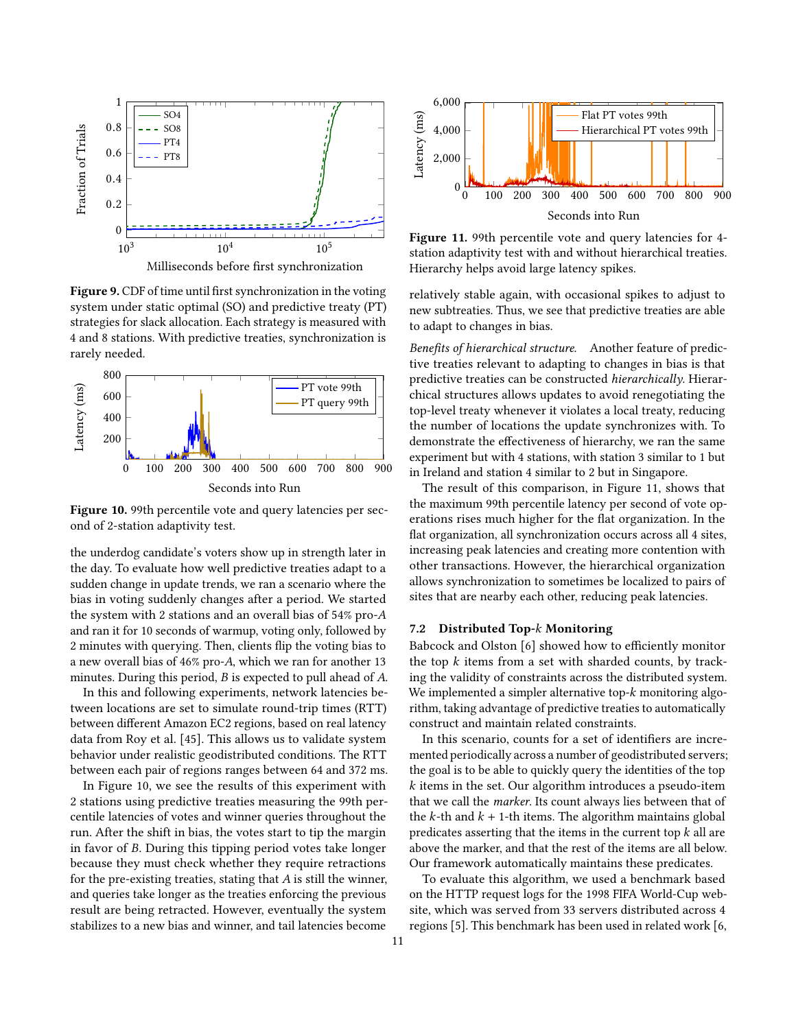**Figure 9.** CDF of time until first synchronization in the voting system under static optimal (SO) and predictive treaty (PT) strategies for slack allocation. Each strategy is measured with 4 and 8 stations. With predictive treaties, synchronization is rarely needed.

**Figure 10.** 99th percentile vote and query latencies per second of 2-station adaptivity test.

the underdog candidate's voters show up in strength later in the day. To evaluate how well predictive treaties adapt to a sudden change in update trends, we ran a scenario where the bias in voting suddenly changes after a period. We started the system with 2 stations and an overall bias of 54% pro-$A$ and ran it for 10 seconds of warmup, voting only, followed by 2 minutes with querying. Then, clients flip the voting bias to a new overall bias of 46% pro-$A$, which we ran for another 13 minutes. During this period, $B$ is expected to pull ahead of $A$.

In this and following experiments, network latencies between locations are set to simulate round-trip times (RTT) between different Amazon EC2 regions, based on real latency data from Roy et al. [45]. This allows us to validate system behavior under realistic geodistributed conditions. The RTT between each pair of regions ranges between 64 and 372 ms.

In Figure 10, we see the results of this experiment with 2 stations using predictive treaties measuring the 99th percentile latencies of votes and winner queries throughout the run. After the shift in bias, the votes start to tip the margin in favor of $B$. During this tipping period votes take longer because they must check whether they require retractions for the pre-existing treaties, stating that $A$ is still the winner, and queries take longer as the treaties enforcing the previous result are being retracted. However, eventually the system stabilizes to a new bias and winner, and tail latencies become relatively stable again, with occasional spikes to adjust to new subtreaties. Thus, we see that predictive treaties are able to adapt to changes in bias.

**Figure 11.** 99th percentile vote and query latencies for 4-station adaptivity test with and without hierarchical treaties. Hierarchy helps avoid large latency spikes.

*Benefits of hierarchical structure.* Another feature of predictive treaties relevant to adapting to changes in bias is that predictive treaties can be constructed *hierarchically*. Hierarchical structures allows updates to avoid renegotiating the top-level treaty whenever it violates a local treaty, reducing the number of locations the update synchronizes with. To demonstrate the effectiveness of hierarchy, we ran the same experiment but with 4 stations, with station 3 similar to 1 but in Ireland and station 4 similar to 2 but in Singapore.

The result of this comparison, in Figure 11, shows that the maximum 99th percentile latency per second of vote operations rises much higher for the flat organization. In the flat organization, all synchronization occurs across all 4 sites, increasing peak latencies and creating more contention with other transactions. However, the hierarchical organization allows synchronization to sometimes be localized to pairs of sites that are nearby each other, reducing peak latencies.

### 7.2 Distributed Top-$k$ Monitoring

Babcock and Olston [6] showed how to efficiently monitor the top $k$ items from a set with sharded counts, by tracking the validity of constraints across the distributed system. We implemented a simpler alternative top-$k$ monitoring algorithm, taking advantage of predictive treaties to automatically construct and maintain related constraints.

In this scenario, counts for a set of identifiers are incremented periodically across a number of geodistributed servers; the goal is to be able to quickly query the identities of the top $k$ items in the set. Our algorithm introduces a pseudo-item that we call the *marker*. Its count always lies between that of the $k$-th and $k + 1$-th items. The algorithm maintains global predicates asserting that the items in the current top $k$ all are above the marker, and that the rest of the items are all below. Our framework automatically maintains these predicates.

To evaluate this algorithm, we used a benchmark based on the HTTP request logs for the 1998 FIFA World-Cup website, which was served from 33 servers distributed across 4 regions [5]. This benchmark has been used in related work [6,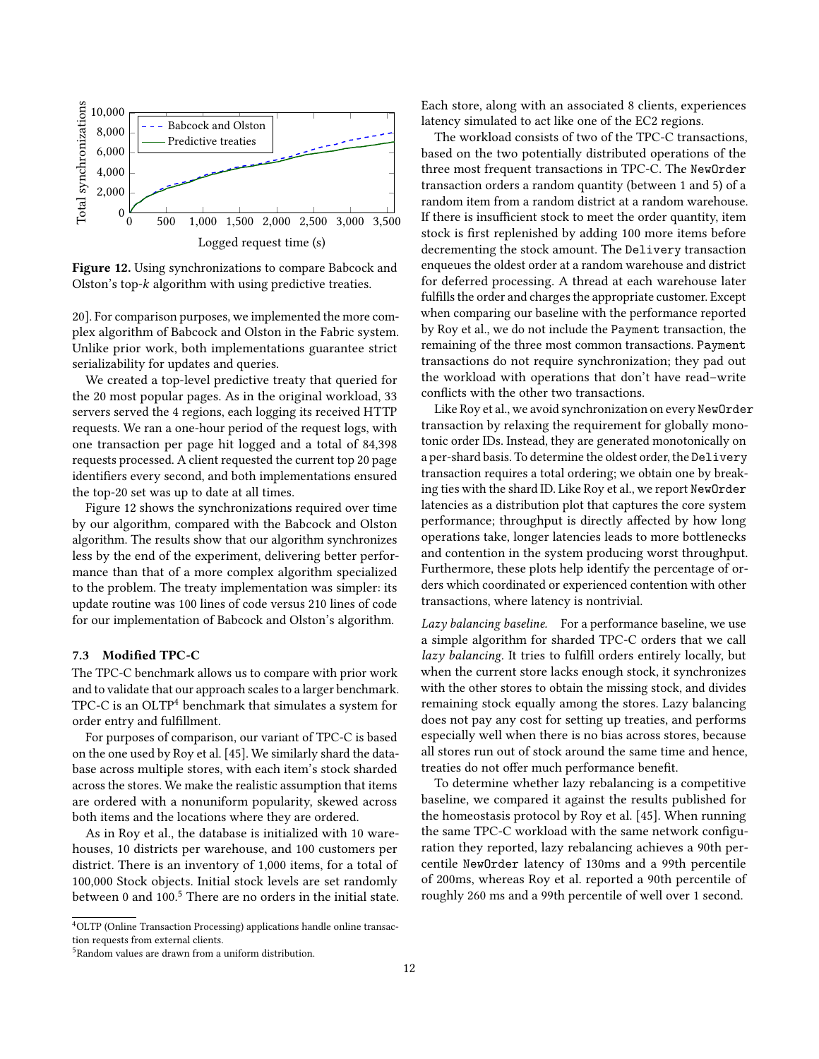Figure 12. Using synchronizations to compare Babcock and Olston's top-$k$ algorithm with using predictive treaties.

20]. For comparison purposes, we implemented the more complex algorithm of Babcock and Olston in the Fabric system. Unlike prior work, both implementations guarantee strict serializability for updates and queries.

We created a top-level predictive treaty that queried for the 20 most popular pages. As in the original workload, 33 servers served the 4 regions, each logging its received HTTP requests. We ran a one-hour period of the request logs, with one transaction per page hit logged and a total of 84,398 requests processed. A client requested the current top 20 page identifiers every second, and both implementations ensured the top-20 set was up to date at all times.

Figure 12 shows the synchronizations required over time by our algorithm, compared with the Babcock and Olston algorithm. The results show that our algorithm synchronizes less by the end of the experiment, delivering better performance than that of a more complex algorithm specialized to the problem. The treaty implementation was simpler: its update routine was 100 lines of code versus 210 lines of code for our implementation of Babcock and Olston's algorithm.

### 7.3 Modified TPC-C

The TPC-C benchmark allows us to compare with prior work and to validate that our approach scales to a larger benchmark. TPC-C is an OLTP[4] benchmark that simulates a system for order entry and fulfillment.

For purposes of comparison, our variant of TPC-C is based on the one used by Roy et al. [45]. We similarly shard the database across multiple stores, with each item's stock sharded across the stores. We make the realistic assumption that items are ordered with a nonuniform popularity, skewed across both items and the locations where they are ordered.

As in Roy et al., the database is initialized with 10 warehouses, 10 districts per warehouse, and 100 customers per district. There is an inventory of 1,000 items, for a total of 100,000 Stock objects. Initial stock levels are set randomly between 0 and 100.[5] There are no orders in the initial state. Each store, along with an associated 8 clients, experiences latency simulated to act like one of the EC2 regions.

The workload consists of two of the TPC-C transactions, based on the two potentially distributed operations of the three most frequent transactions in TPC-C. The `NewOrder` transaction orders a random quantity (between 1 and 5) of a random item from a random district at a random warehouse. If there is insufficient stock to meet the order quantity, item stock is first replenished by adding 100 more items before decrementing the stock amount. The `Delivery` transaction enqueues the oldest order at a random warehouse and district for deferred processing. A thread at each warehouse later fulfills the order and charges the appropriate customer. Except when comparing our baseline with the performance reported by Roy et al., we do not include the `Payment` transaction, the remaining of the three most common transactions. `Payment` transactions do not require synchronization; they pad out the workload with operations that don't have read–write conflicts with the other two transactions.

Like Roy et al., we avoid synchronization on every `NewOrder` transaction by relaxing the requirement for globally monotonic order IDs. Instead, they are generated monotonically on a per-shard basis. To determine the oldest order, the `Delivery` transaction requires a total ordering; we obtain one by breaking ties with the shard ID. Like Roy et al., we report `NewOrder` latencies as a distribution plot that captures the core system performance; throughput is directly affected by how long operations take, longer latencies leads to more bottlenecks and contention in the system producing worst throughput. Furthermore, these plots help identify the percentage of orders which coordinated or experienced contention with other transactions, where latency is nontrivial.

*Lazy balancing baseline.* For a performance baseline, we use a simple algorithm for sharded TPC-C orders that we call *lazy balancing*. It tries to fulfill orders entirely locally, but when the current store lacks enough stock, it synchronizes with the other stores to obtain the missing stock, and divides remaining stock equally among the stores. Lazy balancing does not pay any cost for setting up treaties, and performs especially well when there is no bias across stores, because all stores run out of stock around the same time and hence, treaties do not offer much performance benefit.

To determine whether lazy rebalancing is a competitive baseline, we compared it against the results published for the homeostasis protocol by Roy et al. [45]. When running the same TPC-C workload with the same network configuration they reported, lazy rebalancing achieves a 90th percentile `NewOrder` latency of 130ms and a 99th percentile of 200ms, whereas Roy et al. reported a 90th percentile of roughly 260 ms and a 99th percentile of well over 1 second.

[4] OLTP (Online Transaction Processing) applications handle online transaction requests from external clients.

[5] Random values are drawn from a uniform distribution.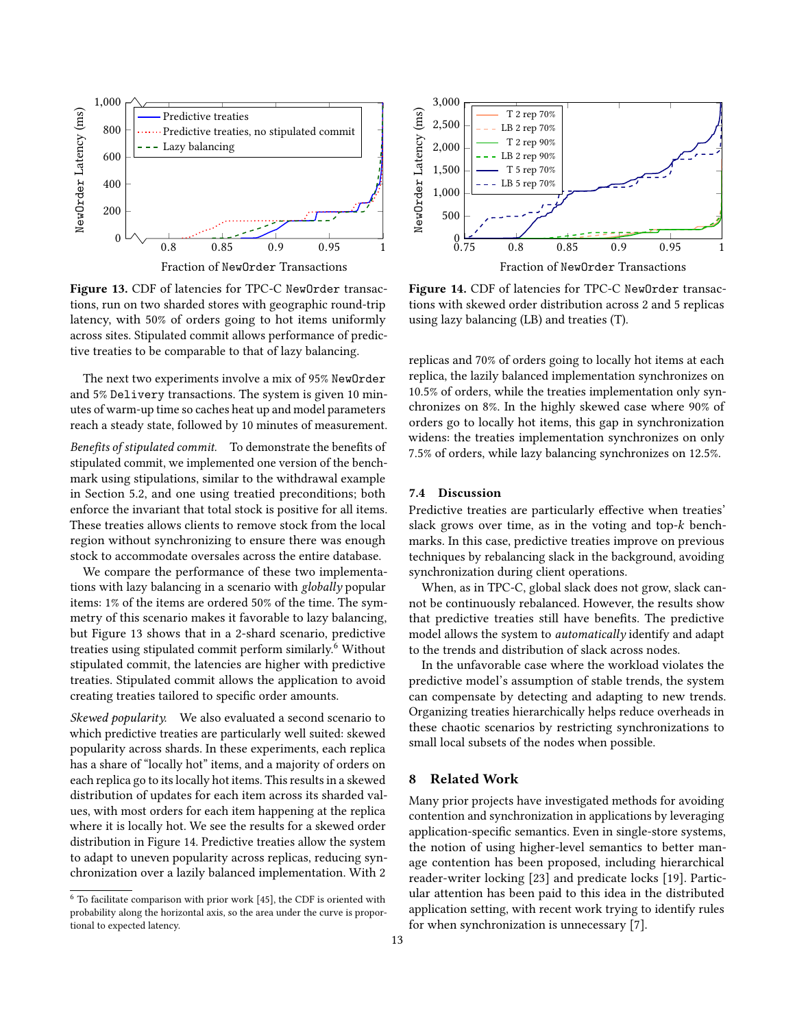Figure 13. CDF of latencies for TPC-C NewOrder transactions, run on two sharded stores with geographic round-trip latency, with 50% of orders going to hot items uniformly across sites. Stipulated commit allows performance of predictive treaties to be comparable to that of lazy balancing.

Figure 14. CDF of latencies for TPC-C NewOrder transactions with skewed order distribution across 2 and 5 replicas using lazy balancing (LB) and treaties (T).

The next two experiments involve a mix of 95% NewOrder and 5% Delivery transactions. The system is given 10 minutes of warm-up time so caches heat up and model parameters reach a steady state, followed by 10 minutes of measurement.

*Benefits of stipulated commit.* To demonstrate the benefits of stipulated commit, we implemented one version of the benchmark using stipulations, similar to the withdrawal example in Section 5.2, and one using treatied preconditions; both enforce the invariant that total stock is positive for all items. These treaties allows clients to remove stock from the local region without synchronizing to ensure there was enough stock to accommodate oversales across the entire database.

We compare the performance of these two implementations with lazy balancing in a scenario with *globally* popular items: 1% of the items are ordered 50% of the time. The symmetry of this scenario makes it favorable to lazy balancing, but Figure 13 shows that in a 2-shard scenario, predictive treaties using stipulated commit perform similarly.[6] Without stipulated commit, the latencies are higher with predictive treaties. Stipulated commit allows the application to avoid creating treaties tailored to specific order amounts.

*Skewed popularity.* We also evaluated a second scenario to which predictive treaties are particularly well suited: skewed popularity across shards. In these experiments, each replica has a share of "locally hot" items, and a majority of orders on each replica go to its locally hot items. This results in a skewed distribution of updates for each item across its sharded values, with most orders for each item happening at the replica where it is locally hot. We see the results for a skewed order distribution in Figure 14. Predictive treaties allow the system to adapt to uneven popularity across replicas, reducing synchronization over a lazily balanced implementation. With 2 replicas and 70% of orders going to locally hot items at each replica, the lazily balanced implementation synchronizes on 10.5% of orders, while the treaties implementation only synchronizes on 8%. In the highly skewed case where 90% of orders go to locally hot items, this gap in synchronization widens: the treaties implementation synchronizes on only 7.5% of orders, while lazy balancing synchronizes on 12.5%.

### 7.4 Discussion

Predictive treaties are particularly effective when treaties' slack grows over time, as in the voting and top-$k$ benchmarks. In this case, predictive treaties improve on previous techniques by rebalancing slack in the background, avoiding synchronization during client operations.

When, as in TPC-C, global slack does not grow, slack cannot be continuously rebalanced. However, the results show that predictive treaties still have benefits. The predictive model allows the system to *automatically* identify and adapt to the trends and distribution of slack across nodes.

In the unfavorable case where the workload violates the predictive model's assumption of stable trends, the system can compensate by detecting and adapting to new trends. Organizing treaties hierarchically helps reduce overheads in these chaotic scenarios by restricting synchronizations to small local subsets of the nodes when possible.

## 8 Related Work

Many prior projects have investigated methods for avoiding contention and synchronization in applications by leveraging application-specific semantics. Even in single-store systems, the notion of using higher-level semantics to better manage contention has been proposed, including hierarchical reader-writer locking [23] and predicate locks [19]. Particular attention has been paid to this idea in the distributed application setting, with recent work trying to identify rules for when synchronization is unnecessary [7].

[6] To facilitate comparison with prior work [45], the CDF is oriented with probability along the horizontal axis, so the area under the curve is proportional to expected latency.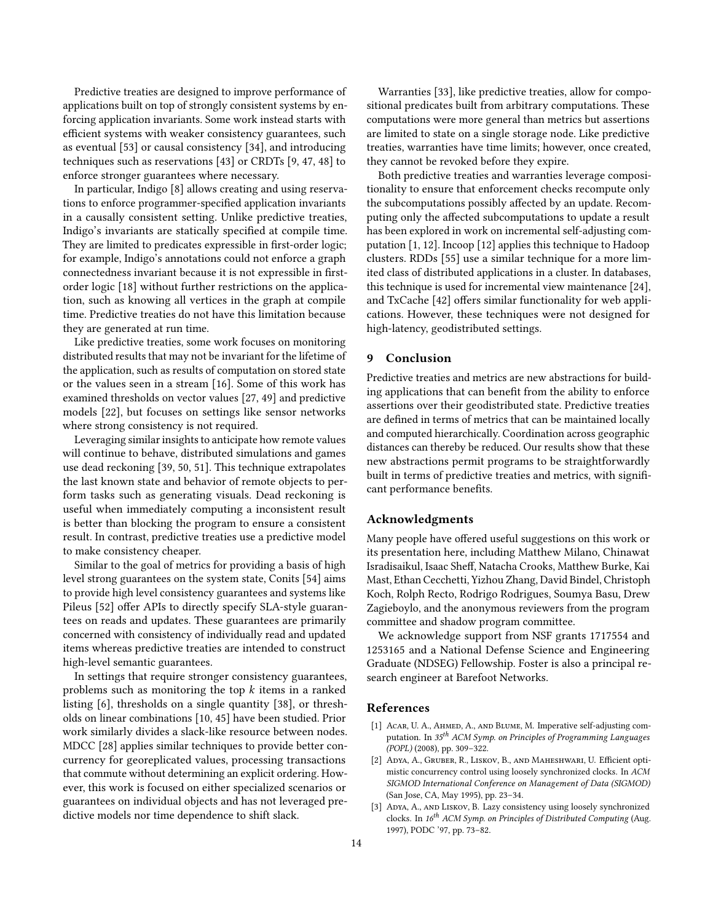Predictive treaties are designed to improve performance of applications built on top of strongly consistent systems by enforcing application invariants. Some work instead starts with efficient systems with weaker consistency guarantees, such as eventual [53] or causal consistency [34], and introducing techniques such as reservations [43] or CRDTs [9, 47, 48] to enforce stronger guarantees where necessary.

In particular, Indigo [8] allows creating and using reservations to enforce programmer-specified application invariants in a causally consistent setting. Unlike predictive treaties, Indigo's invariants are statically specified at compile time. They are limited to predicates expressible in first-order logic; for example, Indigo's annotations could not enforce a graph connectedness invariant because it is not expressible in first-order logic [18] without further restrictions on the application, such as knowing all vertices in the graph at compile time. Predictive treaties do not have this limitation because they are generated at run time.

Like predictive treaties, some work focuses on monitoring distributed results that may not be invariant for the lifetime of the application, such as results of computation on stored state or the values seen in a stream [16]. Some of this work has examined thresholds on vector values [27, 49] and predictive models [22], but focuses on settings like sensor networks where strong consistency is not required.

Leveraging similar insights to anticipate how remote values will continue to behave, distributed simulations and games use dead reckoning [39, 50, 51]. This technique extrapolates the last known state and behavior of remote objects to perform tasks such as generating visuals. Dead reckoning is useful when immediately computing a inconsistent result is better than blocking the program to ensure a consistent result. In contrast, predictive treaties use a predictive model to make consistency cheaper.

Similar to the goal of metrics for providing a basis of high level strong guarantees on the system state, Conits [54] aims to provide high level consistency guarantees and systems like Pileus [52] offer APIs to directly specify SLA-style guarantees on reads and updates. These guarantees are primarily concerned with consistency of individually read and updated items whereas predictive treaties are intended to construct high-level semantic guarantees.

In settings that require stronger consistency guarantees, problems such as monitoring the top $k$ items in a ranked listing [6], thresholds on a single quantity [38], or thresholds on linear combinations [10, 45] have been studied. Prior work similarly divides a slack-like resource between nodes. MDCC [28] applies similar techniques to provide better concurrency for georeplicated values, processing transactions that commute without determining an explicit ordering. However, this work is focused on either specialized scenarios or guarantees on individual objects and has not leveraged predictive models nor time dependence to shift slack.

Warranties [33], like predictive treaties, allow for compositional predicates built from arbitrary computations. These computations were more general than metrics but assertions are limited to state on a single storage node. Like predictive treaties, warranties have time limits; however, once created, they cannot be revoked before they expire.

Both predictive treaties and warranties leverage compositionality to ensure that enforcement checks recompute only the subcomputations possibly affected by an update. Recomputing only the affected subcomputations to update a result has been explored in work on incremental self-adjusting computation [1, 12]. Incoop [12] applies this technique to Hadoop clusters. RDDs [55] use a similar technique for a more limited class of distributed applications in a cluster. In databases, this technique is used for incremental view maintenance [24], and TxCache [42] offers similar functionality for web applications. However, these techniques were not designed for high-latency, geodistributed settings.

## 9 Conclusion

Predictive treaties and metrics are new abstractions for building applications that can benefit from the ability to enforce assertions over their geodistributed state. Predictive treaties are defined in terms of metrics that can be maintained locally and computed hierarchically. Coordination across geographic distances can thereby be reduced. Our results show that these new abstractions permit programs to be straightforwardly built in terms of predictive treaties and metrics, with significant performance benefits.

## Acknowledgments

Many people have offered useful suggestions on this work or its presentation here, including Matthew Milano, Chinawat Isradisaikul, Isaac Sheff, Natacha Crooks, Matthew Burke, Kai Mast, Ethan Cecchetti, Yizhou Zhang, David Bindel, Christoph Koch, Rolph Recto, Rodrigo Rodrigues, Soumya Basu, Drew Zagieboylo, and the anonymous reviewers from the program committee and shadow program committee.

We acknowledge support from NSF grants 1717554 and 1253165 and a National Defense Science and Engineering Graduate (NDSEG) Fellowship. Foster is also a principal research engineer at Barefoot Networks.

## References

[1] Acar, U. A., Ahmed, A., and Blume, M. Imperative self-adjusting computation. In *35th ACM Symp. on Principles of Programming Languages (POPL)* (2008), pp. 309–322.

[2] Adya, A., Gruber, R., Liskov, B., and Maheshwari, U. Efficient optimistic concurrency control using loosely synchronized clocks. In *ACM SIGMOD International Conference on Management of Data (SIGMOD)* (San Jose, CA, May 1995), pp. 23–34.

[3] Adya, A., and Liskov, B. Lazy consistency using loosely synchronized clocks. In *16th ACM Symp. on Principles of Distributed Computing* (Aug. 1997), PODC '97, pp. 73–82.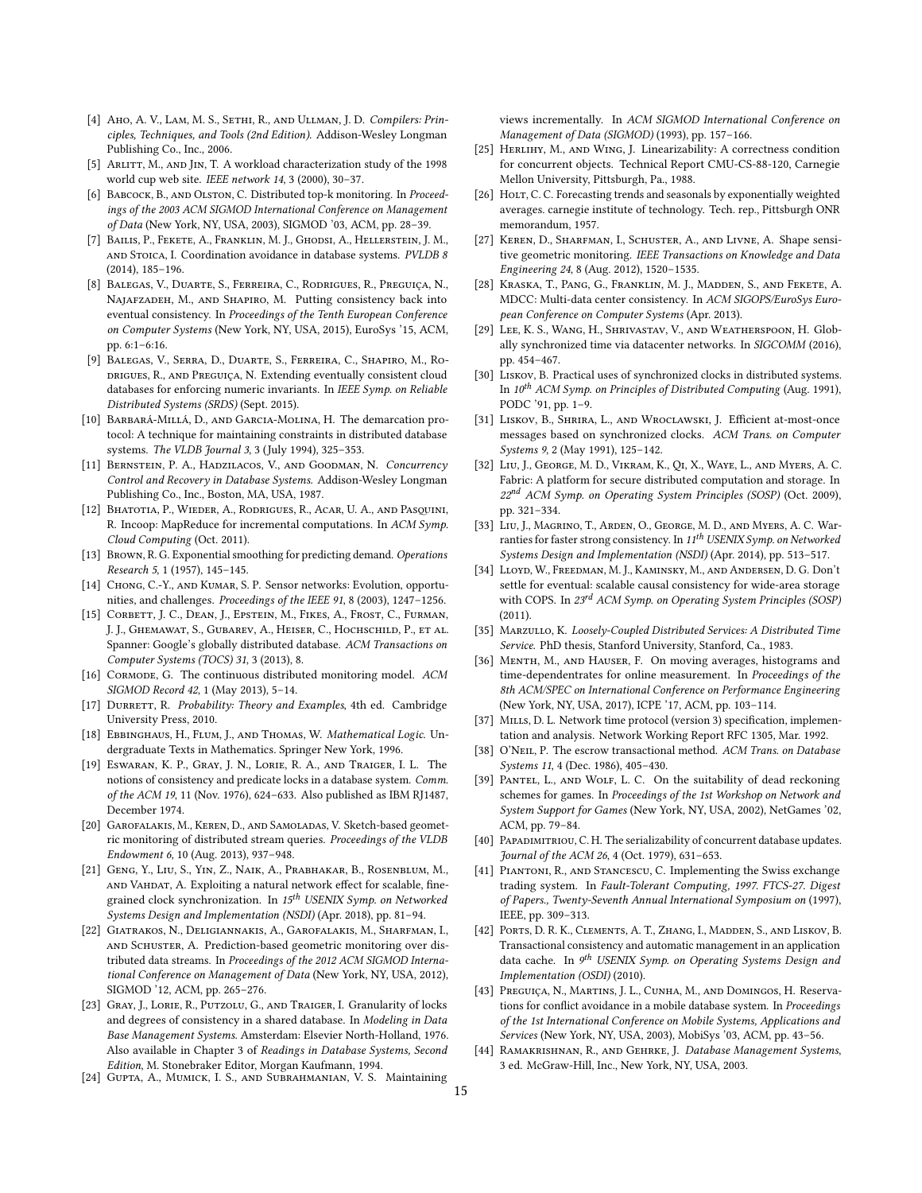[4] Aho, A. V., Lam, M. S., Sethi, R., and Ullman, J. D. *Compilers: Principles, Techniques, and Tools (2nd Edition)*. Addison-Wesley Longman Publishing Co., Inc., 2006.

[5] Arlitt, M., and Jin, T. A workload characterization study of the 1998 world cup web site. *IEEE network 14*, 3 (2000), 30–37.

[6] Babcock, B., and Olston, C. Distributed top-k monitoring. In *Proceedings of the 2003 ACM SIGMOD International Conference on Management of Data* (New York, NY, USA, 2003), SIGMOD '03, ACM, pp. 28–39.

[7] Bailis, P., Fekete, A., Franklin, M. J., Ghodsi, A., Hellerstein, J. M., and Stoica, I. Coordination avoidance in database systems. *PVLDB 8* (2014), 185–196.

[8] Balegas, V., Duarte, S., Ferreira, C., Rodrigues, R., Preguiça, N., Najafzadeh, M., and Shapiro, M. Putting consistency back into eventual consistency. In *Proceedings of the Tenth European Conference on Computer Systems* (New York, NY, USA, 2015), EuroSys '15, ACM, pp. 6:1–6:16.

[9] Balegas, V., Serra, D., Duarte, S., Ferreira, C., Shapiro, M., Rodrigues, R., and Preguiça, N. Extending eventually consistent cloud databases for enforcing numeric invariants. In *IEEE Symp. on Reliable Distributed Systems (SRDS)* (Sept. 2015).

[10] Barbará-Millá, D., and Garcia-Molina, H. The demarcation protocol: A technique for maintaining constraints in distributed database systems. *The VLDB Journal 3*, 3 (July 1994), 325–353.

[11] Bernstein, P. A., Hadzilacos, V., and Goodman, N. *Concurrency Control and Recovery in Database Systems*. Addison-Wesley Longman Publishing Co., Inc., Boston, MA, USA, 1987.

[12] Bhatotia, P., Wieder, A., Rodrigues, R., Acar, U. A., and Pasquini, R. Incoop: MapReduce for incremental computations. In *ACM Symp. Cloud Computing* (Oct. 2011).

[13] Brown, R. G. Exponential smoothing for predicting demand. *Operations Research 5*, 1 (1957), 145–145.

[14] Chong, C.-Y., and Kumar, S. P. Sensor networks: Evolution, opportunities, and challenges. *Proceedings of the IEEE 91*, 8 (2003), 1247–1256.

[15] Corbett, J. C., Dean, J., Epstein, M., Fikes, A., Frost, C., Furman, J. J., Ghemawat, S., Gubarev, A., Heiser, C., Hochschild, P., et al. Spanner: Google's globally distributed database. *ACM Transactions on Computer Systems (TOCS) 31*, 3 (2013), 8.

[16] Cormode, G. The continuous distributed monitoring model. *ACM SIGMOD Record 42*, 1 (May 2013), 5–14.

[17] Durrett, R. *Probability: Theory and Examples*, 4th ed. Cambridge University Press, 2010.

[18] Ebbinghaus, H., Flum, J., and Thomas, W. *Mathematical Logic*. Undergraduate Texts in Mathematics. Springer New York, 1996.

[19] Eswaran, K. P., Gray, J. N., Lorie, R. A., and Traiger, I. L. The notions of consistency and predicate locks in a database system. *Comm. of the ACM 19*, 11 (Nov. 1976), 624–633. Also published as IBM RJ1487, December 1974.

[20] Garofalakis, M., Keren, D., and Samoladas, V. Sketch-based geometric monitoring of distributed stream queries. *Proceedings of the VLDB Endowment 6*, 10 (Aug. 2013), 937–948.

[21] Geng, Y., Liu, S., Yin, Z., Naik, A., Prabhakar, B., Rosenblum, M., and Vahdat, A. Exploiting a natural network effect for scalable, fine-grained clock synchronization. In *15th USENIX Symp. on Networked Systems Design and Implementation (NSDI)* (Apr. 2018), pp. 81–94.

[22] Giatrakos, N., Deligiannakis, A., Garofalakis, M., Sharfman, I., and Schuster, A. Prediction-based geometric monitoring over distributed data streams. In *Proceedings of the 2012 ACM SIGMOD International Conference on Management of Data* (New York, NY, USA, 2012), SIGMOD '12, ACM, pp. 265–276.

[23] Gray, J., Lorie, R., Putzolu, G., and Traiger, I. Granularity of locks and degrees of consistency in a shared database. In *Modeling in Data Base Management Systems*. Amsterdam: Elsevier North-Holland, 1976. Also available in Chapter 3 of *Readings in Database Systems, Second Edition*, M. Stonebraker Editor, Morgan Kaufmann, 1994.

[24] Gupta, A., Mumick, I. S., and Subrahmanian, V. S. Maintaining views incrementally. In *ACM SIGMOD International Conference on Management of Data (SIGMOD)* (1993), pp. 157–166.

[25] Herlihy, M., and Wing, J. Linearizability: A correctness condition for concurrent objects. Technical Report CMU-CS-88-120, Carnegie Mellon University, Pittsburgh, Pa., 1988.

[26] Holt, C. C. Forecasting trends and seasonals by exponentially weighted averages. carnegie institute of technology. Tech. rep., Pittsburgh ONR memorandum, 1957.

[27] Keren, D., Sharfman, I., Schuster, A., and Livne, A. Shape sensitive geometric monitoring. *IEEE Transactions on Knowledge and Data Engineering 24*, 8 (Aug. 2012), 1520–1535.

[28] Kraska, T., Pang, G., Franklin, M. J., Madden, S., and Fekete, A. MDCC: Multi-data center consistency. In *ACM SIGOPS/EuroSys European Conference on Computer Systems* (Apr. 2013).

[29] Lee, K. S., Wang, H., Shrivastav, V., and Weatherspoon, H. Globally synchronized time via datacenter networks. In *SIGCOMM* (2016), pp. 454–467.

[30] Liskov, B. Practical uses of synchronized clocks in distributed systems. In *10th ACM Symp. on Principles of Distributed Computing* (Aug. 1991), PODC '91, pp. 1–9.

[31] Liskov, B., Shrira, L., and Wroclawski, J. Efficient at-most-once messages based on synchronized clocks. *ACM Trans. on Computer Systems 9*, 2 (May 1991), 125–142.

[32] Liu, J., George, M. D., Vikram, K., Qi, X., Waye, L., and Myers, A. C. Fabric: A platform for secure distributed computation and storage. In *22nd ACM Symp. on Operating System Principles (SOSP)* (Oct. 2009), pp. 321–334.

[33] Liu, J., Magrino, T., Arden, O., George, M. D., and Myers, A. C. Warranties for faster strong consistency. In *11th USENIX Symp. on Networked Systems Design and Implementation (NSDI)* (Apr. 2014), pp. 513–517.

[34] Lloyd, W., Freedman, M. J., Kaminsky, M., and Andersen, D. G. Don't settle for eventual: scalable causal consistency for wide-area storage with COPS. In *23rd ACM Symp. on Operating System Principles (SOSP)* (2011).

[35] Marzullo, K. *Loosely-Coupled Distributed Services: A Distributed Time Service*. PhD thesis, Stanford University, Stanford, Ca., 1983.

[36] Menth, M., and Hauser, F. On moving averages, histograms and time-dependentrates for online measurement. In *Proceedings of the 8th ACM/SPEC on International Conference on Performance Engineering* (New York, NY, USA, 2017), ICPE '17, ACM, pp. 103–114.

[37] Mills, D. L. Network time protocol (version 3) specification, implementation and analysis. Network Working Report RFC 1305, Mar. 1992.

[38] O'Neil, P. The escrow transactional method. *ACM Trans. on Database Systems 11*, 4 (Dec. 1986), 405–430.

[39] Pantel, L., and Wolf, L. C. On the suitability of dead reckoning schemes for games. In *Proceedings of the 1st Workshop on Network and System Support for Games* (New York, NY, USA, 2002), NetGames '02, ACM, pp. 79–84.

[40] Papadimitriou, C. H. The serializability of concurrent database updates. *Journal of the ACM 26*, 4 (Oct. 1979), 631–653.

[41] Piantoni, R., and Stancescu, C. Implementing the Swiss exchange trading system. In *Fault-Tolerant Computing, 1997. FTCS-27. Digest of Papers., Twenty-Seventh Annual International Symposium on* (1997), IEEE, pp. 309–313.

[42] Ports, D. R. K., Clements, A. T., Zhang, I., Madden, S., and Liskov, B. Transactional consistency and automatic management in an application data cache. In *9th USENIX Symp. on Operating Systems Design and Implementation (OSDI)* (2010).

[43] Preguiça, N., Martins, J. L., Cunha, M., and Domingos, H. Reservations for conflict avoidance in a mobile database system. In *Proceedings of the 1st International Conference on Mobile Systems, Applications and Services* (New York, NY, USA, 2003), MobiSys '03, ACM, pp. 43–56.

[44] Ramakrishnan, R., and Gehrke, J. *Database Management Systems*, 3 ed. McGraw-Hill, Inc., New York, NY, USA, 2003.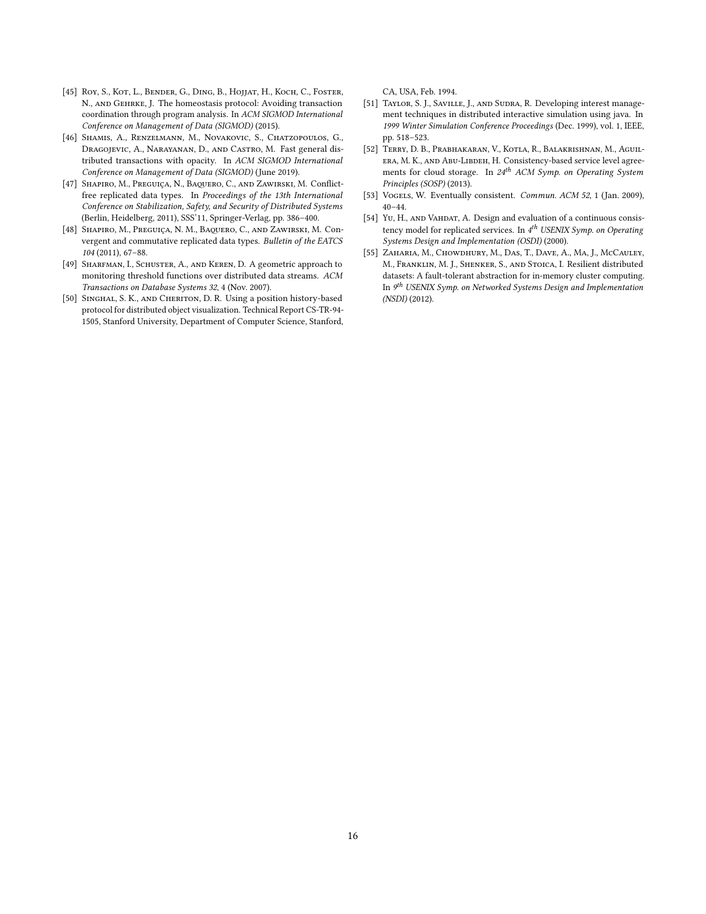[45] Roy, S., Kot, L., Bender, G., Ding, B., Hojjat, H., Koch, C., Foster, N., and Gehrke, J. The homeostasis protocol: Avoiding transaction coordination through program analysis. In *ACM SIGMOD International Conference on Management of Data (SIGMOD)* (2015).

[46] Shamis, A., Renzelmann, M., Novakovic, S., Chatzopoulos, G., Dragojevic, A., Narayanan, D., and Castro, M. Fast general distributed transactions with opacity. In *ACM SIGMOD International Conference on Management of Data (SIGMOD)* (June 2019).

[47] Shapiro, M., Preguiça, N., Baquero, C., and Zawirski, M. Conflict-free replicated data types. In *Proceedings of the 13th International Conference on Stabilization, Safety, and Security of Distributed Systems* (Berlin, Heidelberg, 2011), SSS'11, Springer-Verlag, pp. 386–400.

[48] Shapiro, M., Preguiça, N. M., Baquero, C., and Zawirski, M. Convergent and commutative replicated data types. *Bulletin of the EATCS 104* (2011), 67–88.

[49] Sharfman, I., Schuster, A., and Keren, D. A geometric approach to monitoring threshold functions over distributed data streams. *ACM Transactions on Database Systems 32*, 4 (Nov. 2007).

[50] Singhal, S. K., and Cheriton, D. R. Using a position history-based protocol for distributed object visualization. Technical Report CS-TR-94-1505, Stanford University, Department of Computer Science, Stanford, CA, USA, Feb. 1994.

[51] Taylor, S. J., Saville, J., and Sudra, R. Developing interest management techniques in distributed interactive simulation using java. In *1999 Winter Simulation Conference Proceedings* (Dec. 1999), vol. 1, IEEE, pp. 518–523.

[52] Terry, D. B., Prabhakaran, V., Kotla, R., Balakrishnan, M., Aguilera, M. K., and Abu-Libdeh, H. Consistency-based service level agreements for cloud storage. In *24th ACM Symp. on Operating System Principles (SOSP)* (2013).

[53] Vogels, W. Eventually consistent. *Commun. ACM 52*, 1 (Jan. 2009), 40–44.

[54] Yu, H., and Vahdat, A. Design and evaluation of a continuous consistency model for replicated services. In *4th USENIX Symp. on Operating Systems Design and Implementation (OSDI)* (2000).

[55] Zaharia, M., Chowdhury, M., Das, T., Dave, A., Ma, J., McCauley, M., Franklin, M. J., Shenker, S., and Stoica, I. Resilient distributed datasets: A fault-tolerant abstraction for in-memory cluster computing. In *9th USENIX Symp. on Networked Systems Design and Implementation (NSDI)* (2012).